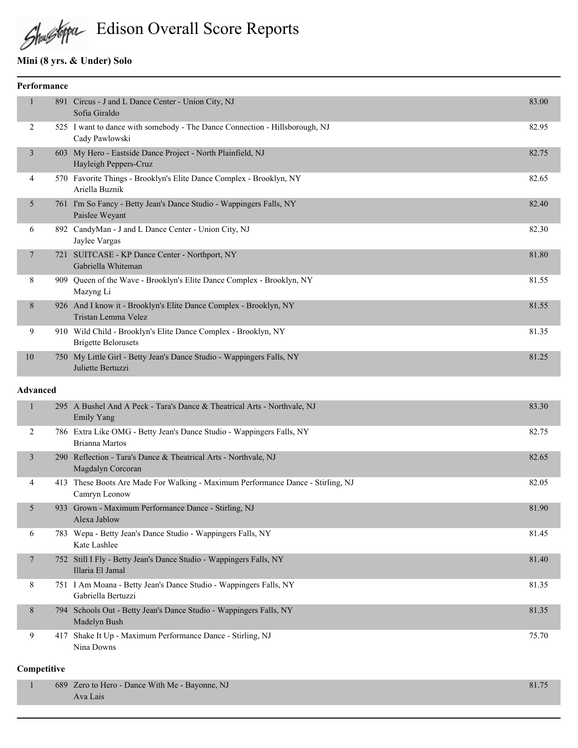# Edison Overall Score Reports

## Mini (8 yrs. & Under) Solo

### Performance

| Place | # | Routine - Studio - Location / Dancer | Score |
|---|---|---|---|
| 1 | 891 | Circus - J and L Dance Center - Union City, NJ<br>Sofia Giraldo | 83.00 |
| 2 | 525 | I want to dance with somebody - The Dance Connection - Hillsborough, NJ<br>Cady Pawlowski | 82.95 |
| 3 | 603 | My Hero - Eastside Dance Project - North Plainfield, NJ<br>Hayleigh Peppers-Cruz | 82.75 |
| 4 | 570 | Favorite Things - Brooklyn's Elite Dance Complex - Brooklyn, NY<br>Ariella Buznik | 82.65 |
| 5 | 761 | I'm So Fancy - Betty Jean's Dance Studio - Wappingers Falls, NY<br>Paislee Weyant | 82.40 |
| 6 | 892 | CandyMan - J and L Dance Center - Union City, NJ<br>Jaylee Vargas | 82.30 |
| 7 | 721 | SUITCASE - KP Dance Center - Northport, NY<br>Gabriella Whiteman | 81.80 |
| 8 | 909 | Queen of the Wave - Brooklyn's Elite Dance Complex - Brooklyn, NY<br>Mazyng Li | 81.55 |
| 8 | 926 | And I know it - Brooklyn's Elite Dance Complex - Brooklyn, NY<br>Tristan Lemma Velez | 81.55 |
| 9 | 910 | Wild Child - Brooklyn's Elite Dance Complex - Brooklyn, NY<br>Brigette Belorusets | 81.35 |
| 10 | 750 | My Little Girl - Betty Jean's Dance Studio - Wappingers Falls, NY<br>Juliette Bertuzzi | 81.25 |

### Advanced

| Place | # | Routine - Studio - Location / Dancer | Score |
|---|---|---|---|
| 1 | 295 | A Bushel And A Peck - Tara's Dance & Theatrical Arts - Northvale, NJ<br>Emily Yang | 83.30 |
| 2 | 786 | Extra Like OMG - Betty Jean's Dance Studio - Wappingers Falls, NY<br>Brianna Martos | 82.75 |
| 3 | 290 | Reflection - Tara's Dance & Theatrical Arts - Northvale, NJ<br>Magdalyn Corcoran | 82.65 |
| 4 | 413 | These Boots Are Made For Walking - Maximum Performance Dance - Stirling, NJ<br>Camryn Leonow | 82.05 |
| 5 | 933 | Grown - Maximum Performance Dance - Stirling, NJ<br>Alexa Jablow | 81.90 |
| 6 | 783 | Wepa - Betty Jean's Dance Studio - Wappingers Falls, NY<br>Kate Lashlee | 81.45 |
| 7 | 752 | Still I Fly - Betty Jean's Dance Studio - Wappingers Falls, NY<br>Illaria El Jamal | 81.40 |
| 8 | 751 | I Am Moana - Betty Jean's Dance Studio - Wappingers Falls, NY<br>Gabriella Bertuzzi | 81.35 |
| 8 | 794 | Schools Out - Betty Jean's Dance Studio - Wappingers Falls, NY<br>Madelyn Bush | 81.35 |
| 9 | 417 | Shake It Up - Maximum Performance Dance - Stirling, NJ<br>Nina Downs | 75.70 |

### Competitive

| Place | # | Routine - Studio - Location / Dancer | Score |
|---|---|---|---|
| 1 | 689 | Zero to Hero - Dance With Me - Bayonne, NJ<br>Ava Lais | 81.75 |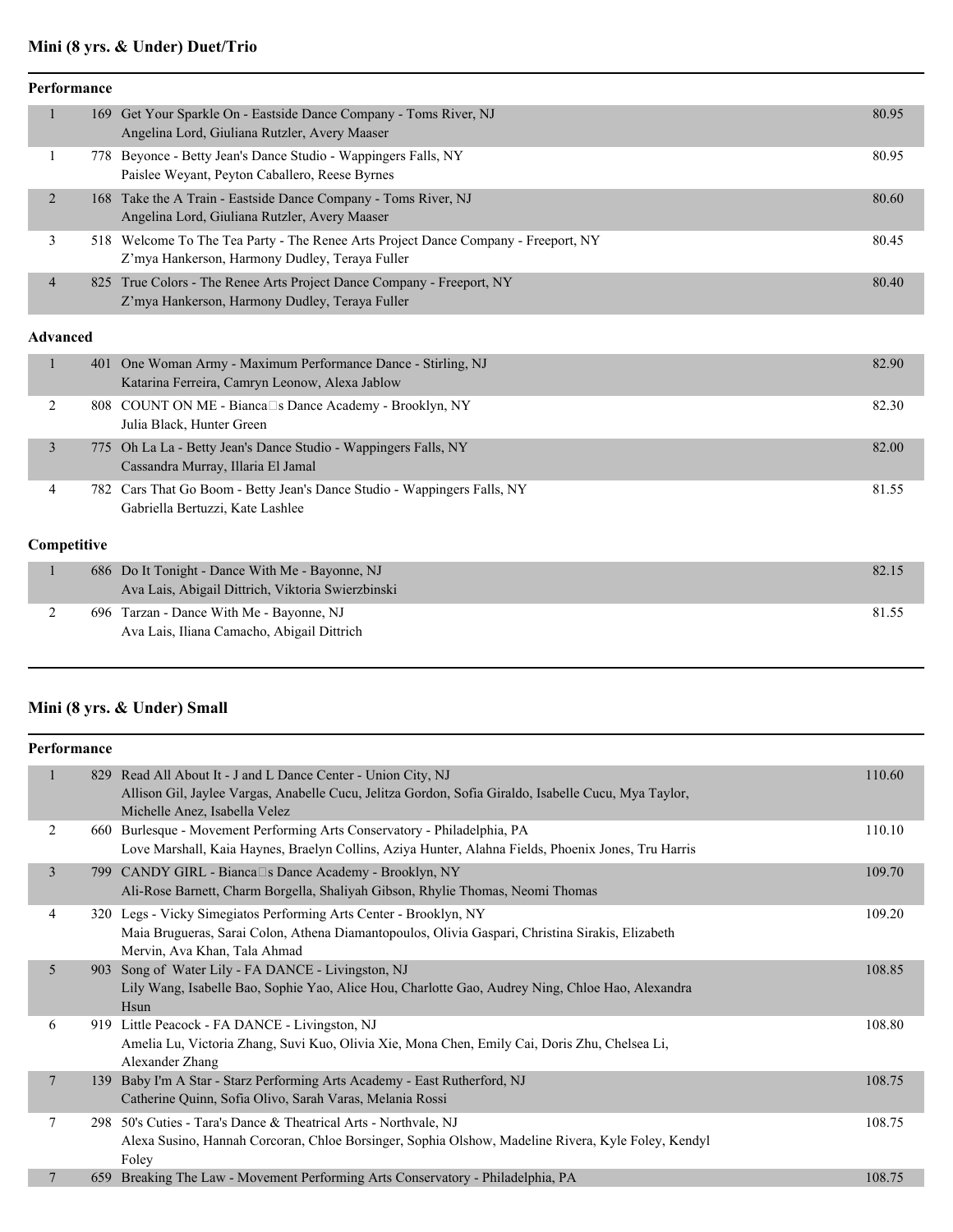## Mini (8 yrs. & Under) Duet/Trio

### Performance

| Place | No. | Routine / Studio / Dancers | Score |
|---|---|---|---|
| 1 | 169 | Get Your Sparkle On - Eastside Dance Company - Toms River, NJ<br>Angelina Lord, Giuliana Rutzler, Avery Maaser | 80.95 |
| 1 | 778 | Beyonce - Betty Jean's Dance Studio - Wappingers Falls, NY<br>Paislee Weyant, Peyton Caballero, Reese Byrnes | 80.95 |
| 2 | 168 | Take the A Train - Eastside Dance Company - Toms River, NJ<br>Angelina Lord, Giuliana Rutzler, Avery Maaser | 80.60 |
| 3 | 518 | Welcome To The Tea Party - The Renee Arts Project Dance Company - Freeport, NY<br>Z'mya Hankerson, Harmony Dudley, Teraya Fuller | 80.45 |
| 4 | 825 | True Colors - The Renee Arts Project Dance Company - Freeport, NY<br>Z'mya Hankerson, Harmony Dudley, Teraya Fuller | 80.40 |

### Advanced

| Place | No. | Routine / Studio / Dancers | Score |
|---|---|---|---|
| 1 | 401 | One Woman Army - Maximum Performance Dance - Stirling, NJ<br>Katarina Ferreira, Camryn Leonow, Alexa Jablow | 82.90 |
| 2 | 808 | COUNT ON ME - Bianca□s Dance Academy - Brooklyn, NY<br>Julia Black, Hunter Green | 82.30 |
| 3 | 775 | Oh La La - Betty Jean's Dance Studio - Wappingers Falls, NY<br>Cassandra Murray, Illaria El Jamal | 82.00 |
| 4 | 782 | Cars That Go Boom - Betty Jean's Dance Studio - Wappingers Falls, NY<br>Gabriella Bertuzzi, Kate Lashlee | 81.55 |

### Competitive

| Place | No. | Routine / Studio / Dancers | Score |
|---|---|---|---|
| 1 | 686 | Do It Tonight - Dance With Me - Bayonne, NJ<br>Ava Lais, Abigail Dittrich, Viktoria Swierzbinski | 82.15 |
| 2 | 696 | Tarzan - Dance With Me - Bayonne, NJ<br>Ava Lais, Iliana Camacho, Abigail Dittrich | 81.55 |

## Mini (8 yrs. & Under) Small

### Performance

| Place | No. | Routine / Studio / Dancers | Score |
|---|---|---|---|
| 1 | 829 | Read All About It - J and L Dance Center - Union City, NJ<br>Allison Gil, Jaylee Vargas, Anabelle Cucu, Jelitza Gordon, Sofia Giraldo, Isabelle Cucu, Mya Taylor, Michelle Anez, Isabella Velez | 110.60 |
| 2 | 660 | Burlesque - Movement Performing Arts Conservatory - Philadelphia, PA<br>Love Marshall, Kaia Haynes, Braelyn Collins, Aziya Hunter, Alahna Fields, Phoenix Jones, Tru Harris | 110.10 |
| 3 | 799 | CANDY GIRL - Bianca□s Dance Academy - Brooklyn, NY<br>Ali-Rose Barnett, Charm Borgella, Shaliyah Gibson, Rhylie Thomas, Neomi Thomas | 109.70 |
| 4 | 320 | Legs - Vicky Simegiatos Performing Arts Center - Brooklyn, NY<br>Maia Brugueras, Sarai Colon, Athena Diamantopoulos, Olivia Gaspari, Christina Sirakis, Elizabeth Mervin, Ava Khan, Tala Ahmad | 109.20 |
| 5 | 903 | Song of Water Lily - FA DANCE - Livingston, NJ<br>Lily Wang, Isabelle Bao, Sophie Yao, Alice Hou, Charlotte Gao, Audrey Ning, Chloe Hao, Alexandra Hsun | 108.85 |
| 6 | 919 | Little Peacock - FA DANCE - Livingston, NJ<br>Amelia Lu, Victoria Zhang, Suvi Kuo, Olivia Xie, Mona Chen, Emily Cai, Doris Zhu, Chelsea Li, Alexander Zhang | 108.80 |
| 7 | 139 | Baby I'm A Star - Starz Performing Arts Academy - East Rutherford, NJ<br>Catherine Quinn, Sofia Olivo, Sarah Varas, Melania Rossi | 108.75 |
| 7 | 298 | 50's Cuties - Tara's Dance & Theatrical Arts - Northvale, NJ<br>Alexa Susino, Hannah Corcoran, Chloe Borsinger, Sophia Olshow, Madeline Rivera, Kyle Foley, Kendyl Foley | 108.75 |
| 7 | 659 | Breaking The Law - Movement Performing Arts Conservatory - Philadelphia, PA | 108.75 |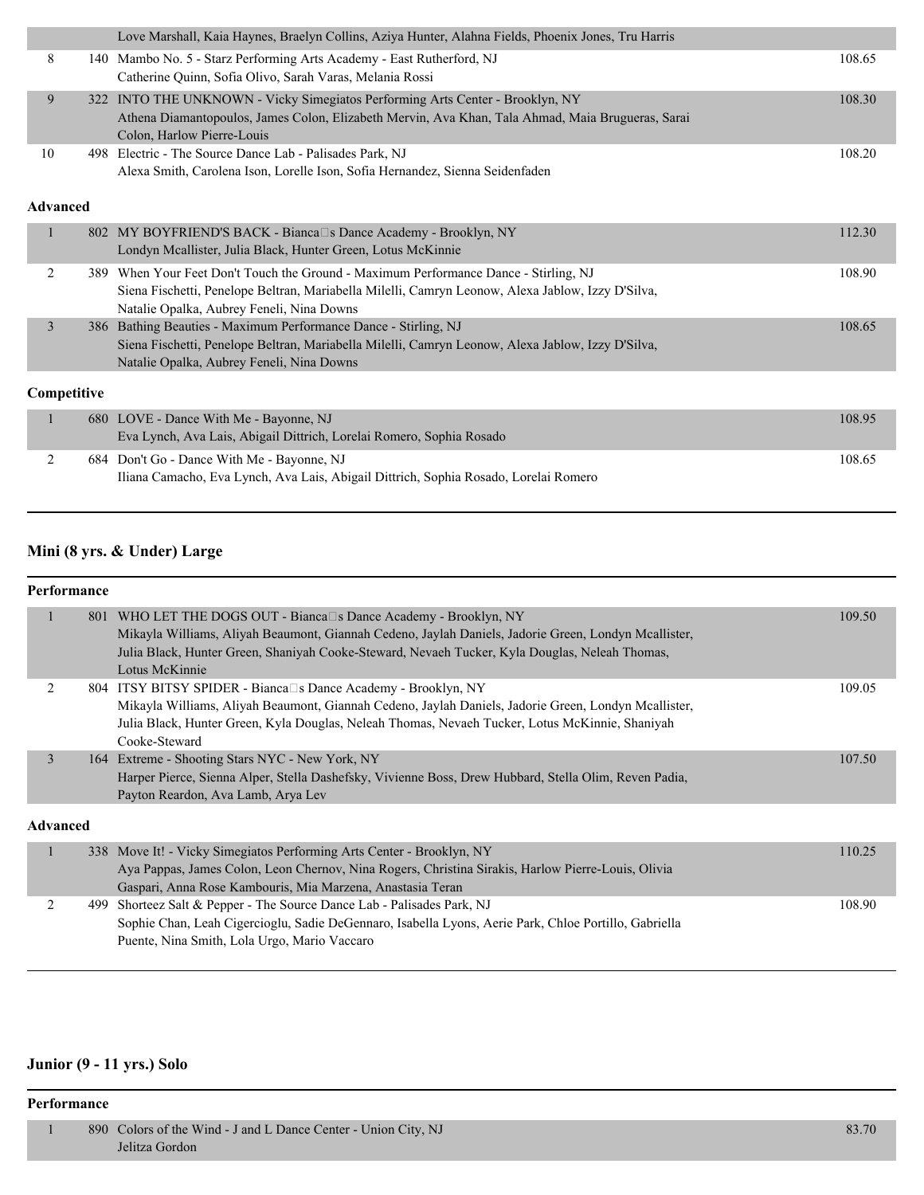| | | | |
|---|---|---|---|
| | | Love Marshall, Kaia Haynes, Braelyn Collins, Aziya Hunter, Alahna Fields, Phoenix Jones, Tru Harris | |
| 8 | 140 | Mambo No. 5 - Starz Performing Arts Academy - East Rutherford, NJ<br>Catherine Quinn, Sofia Olivo, Sarah Varas, Melania Rossi | 108.65 |
| 9 | 322 | INTO THE UNKNOWN - Vicky Simegiatos Performing Arts Center - Brooklyn, NY<br>Athena Diamantopoulos, James Colon, Elizabeth Mervin, Ava Khan, Tala Ahmad, Maia Brugueras, Sarai Colon, Harlow Pierre-Louis | 108.30 |
| 10 | 498 | Electric - The Source Dance Lab - Palisades Park, NJ<br>Alexa Smith, Carolena Ison, Lorelle Ison, Sofia Hernandez, Sienna Seidenfaden | 108.20 |

**Advanced**

| | | | |
|---|---|---|---|
| 1 | 802 | MY BOYFRIEND'S BACK - Bianca□s Dance Academy - Brooklyn, NY<br>Londyn Mcallister, Julia Black, Hunter Green, Lotus McKinnie | 112.30 |
| 2 | 389 | When Your Feet Don't Touch the Ground - Maximum Performance Dance - Stirling, NJ<br>Siena Fischetti, Penelope Beltran, Mariabella Milelli, Camryn Leonow, Alexa Jablow, Izzy D'Silva, Natalie Opalka, Aubrey Feneli, Nina Downs | 108.90 |
| 3 | 386 | Bathing Beauties - Maximum Performance Dance - Stirling, NJ<br>Siena Fischetti, Penelope Beltran, Mariabella Milelli, Camryn Leonow, Alexa Jablow, Izzy D'Silva, Natalie Opalka, Aubrey Feneli, Nina Downs | 108.65 |

**Competitive**

| | | | |
|---|---|---|---|
| 1 | 680 | LOVE - Dance With Me - Bayonne, NJ<br>Eva Lynch, Ava Lais, Abigail Dittrich, Lorelai Romero, Sophia Rosado | 108.95 |
| 2 | 684 | Don't Go - Dance With Me - Bayonne, NJ<br>Iliana Camacho, Eva Lynch, Ava Lais, Abigail Dittrich, Sophia Rosado, Lorelai Romero | 108.65 |

## Mini (8 yrs. & Under) Large

**Performance**

| | | | |
|---|---|---|---|
| 1 | 801 | WHO LET THE DOGS OUT - Bianca□s Dance Academy - Brooklyn, NY<br>Mikayla Williams, Aliyah Beaumont, Giannah Cedeno, Jaylah Daniels, Jadorie Green, Londyn Mcallister, Julia Black, Hunter Green, Shaniyah Cooke-Steward, Nevaeh Tucker, Kyla Douglas, Neleah Thomas, Lotus McKinnie | 109.50 |
| 2 | 804 | ITSY BITSY SPIDER - Bianca□s Dance Academy - Brooklyn, NY<br>Mikayla Williams, Aliyah Beaumont, Giannah Cedeno, Jaylah Daniels, Jadorie Green, Londyn Mcallister, Julia Black, Hunter Green, Kyla Douglas, Neleah Thomas, Nevaeh Tucker, Lotus McKinnie, Shaniyah Cooke-Steward | 109.05 |
| 3 | 164 | Extreme - Shooting Stars NYC - New York, NY<br>Harper Pierce, Sienna Alper, Stella Dashefsky, Vivienne Boss, Drew Hubbard, Stella Olim, Reven Padia, Payton Reardon, Ava Lamb, Arya Lev | 107.50 |

**Advanced**

| | | | |
|---|---|---|---|
| 1 | 338 | Move It! - Vicky Simegiatos Performing Arts Center - Brooklyn, NY<br>Aya Pappas, James Colon, Leon Chernov, Nina Rogers, Christina Sirakis, Harlow Pierre-Louis, Olivia Gaspari, Anna Rose Kambouris, Mia Marzena, Anastasia Teran | 110.25 |
| 2 | 499 | Shorteez Salt & Pepper - The Source Dance Lab - Palisades Park, NJ<br>Sophie Chan, Leah Cigercioglu, Sadie DeGennaro, Isabella Lyons, Aerie Park, Chloe Portillo, Gabriella Puente, Nina Smith, Lola Urgo, Mario Vaccaro | 108.90 |

## Junior (9 - 11 yrs.) Solo

**Performance**

| | | | |
|---|---|---|---|
| 1 | 890 | Colors of the Wind - J and L Dance Center - Union City, NJ<br>Jelitza Gordon | 83.70 |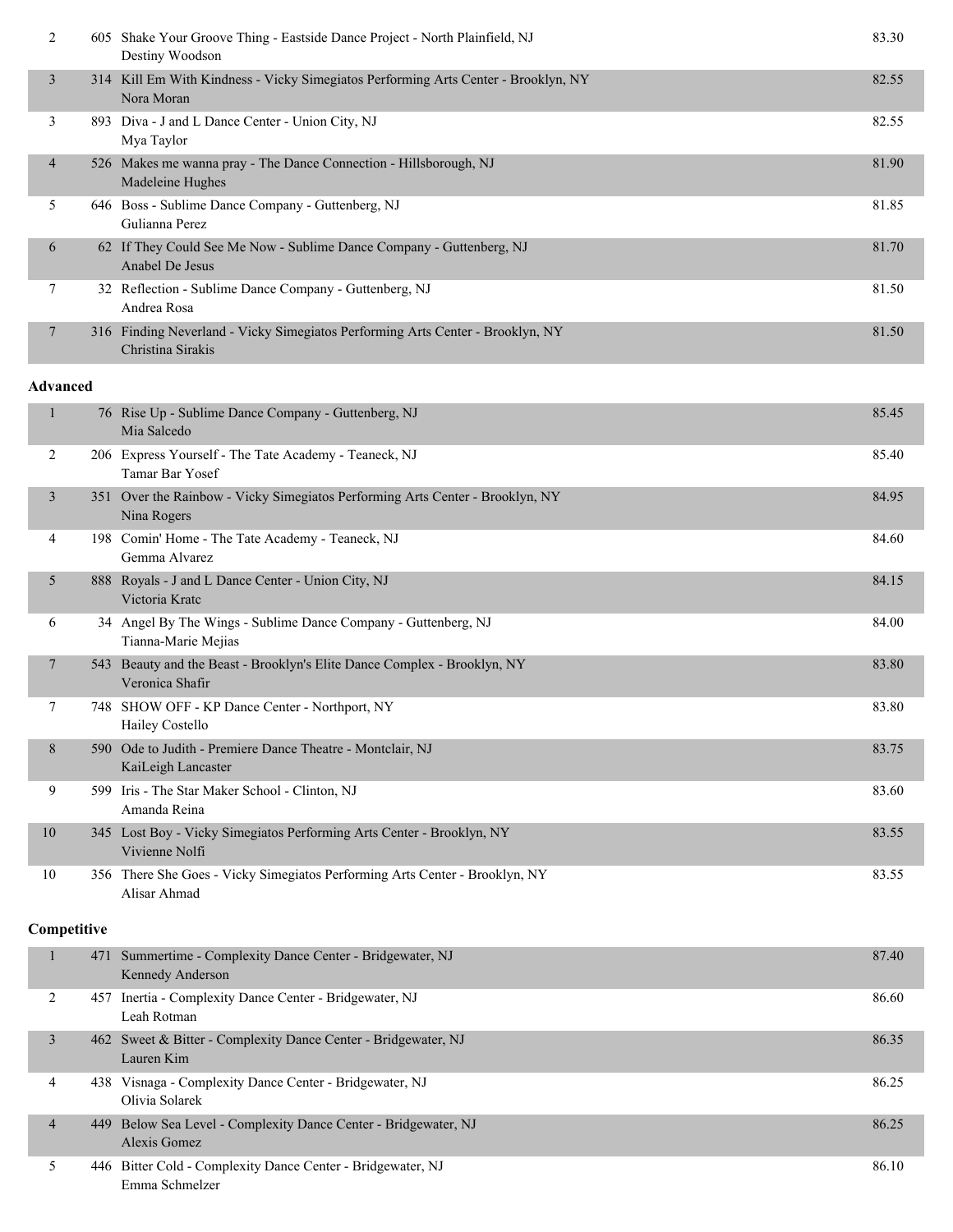| | | | |
|---|---|---|---|
| 2 | 605 | Shake Your Groove Thing - Eastside Dance Project - North Plainfield, NJ<br>Destiny Woodson | 83.30 |
| 3 | 314 | Kill Em With Kindness - Vicky Simegiatos Performing Arts Center - Brooklyn, NY<br>Nora Moran | 82.55 |
| 3 | 893 | Diva - J and L Dance Center - Union City, NJ<br>Mya Taylor | 82.55 |
| 4 | 526 | Makes me wanna pray - The Dance Connection - Hillsborough, NJ<br>Madeleine Hughes | 81.90 |
| 5 | 646 | Boss - Sublime Dance Company - Guttenberg, NJ<br>Gulianna Perez | 81.85 |
| 6 | 62 | If They Could See Me Now - Sublime Dance Company - Guttenberg, NJ<br>Anabel De Jesus | 81.70 |
| 7 | 32 | Reflection - Sublime Dance Company - Guttenberg, NJ<br>Andrea Rosa | 81.50 |
| 7 | 316 | Finding Neverland - Vicky Simegiatos Performing Arts Center - Brooklyn, NY<br>Christina Sirakis | 81.50 |

**Advanced**

| | | | |
|---|---|---|---|
| 1 | 76 | Rise Up - Sublime Dance Company - Guttenberg, NJ<br>Mia Salcedo | 85.45 |
| 2 | 206 | Express Yourself - The Tate Academy - Teaneck, NJ<br>Tamar Bar Yosef | 85.40 |
| 3 | 351 | Over the Rainbow - Vicky Simegiatos Performing Arts Center - Brooklyn, NY<br>Nina Rogers | 84.95 |
| 4 | 198 | Comin' Home - The Tate Academy - Teaneck, NJ<br>Gemma Alvarez | 84.60 |
| 5 | 888 | Royals - J and L Dance Center - Union City, NJ<br>Victoria Kratc | 84.15 |
| 6 | 34 | Angel By The Wings - Sublime Dance Company - Guttenberg, NJ<br>Tianna-Marie Mejias | 84.00 |
| 7 | 543 | Beauty and the Beast - Brooklyn's Elite Dance Complex - Brooklyn, NY<br>Veronica Shafir | 83.80 |
| 7 | 748 | SHOW OFF - KP Dance Center - Northport, NY<br>Hailey Costello | 83.80 |
| 8 | 590 | Ode to Judith - Premiere Dance Theatre - Montclair, NJ<br>KaiLeigh Lancaster | 83.75 |
| 9 | 599 | Iris - The Star Maker School - Clinton, NJ<br>Amanda Reina | 83.60 |
| 10 | 345 | Lost Boy - Vicky Simegiatos Performing Arts Center - Brooklyn, NY<br>Vivienne Nolfi | 83.55 |
| 10 | 356 | There She Goes - Vicky Simegiatos Performing Arts Center - Brooklyn, NY<br>Alisar Ahmad | 83.55 |

**Competitive**

| | | | |
|---|---|---|---|
| 1 | 471 | Summertime - Complexity Dance Center - Bridgewater, NJ<br>Kennedy Anderson | 87.40 |
| 2 | 457 | Inertia - Complexity Dance Center - Bridgewater, NJ<br>Leah Rotman | 86.60 |
| 3 | 462 | Sweet & Bitter - Complexity Dance Center - Bridgewater, NJ<br>Lauren Kim | 86.35 |
| 4 | 438 | Visnaga - Complexity Dance Center - Bridgewater, NJ<br>Olivia Solarek | 86.25 |
| 4 | 449 | Below Sea Level - Complexity Dance Center - Bridgewater, NJ<br>Alexis Gomez | 86.25 |
| 5 | 446 | Bitter Cold - Complexity Dance Center - Bridgewater, NJ<br>Emma Schmelzer | 86.10 |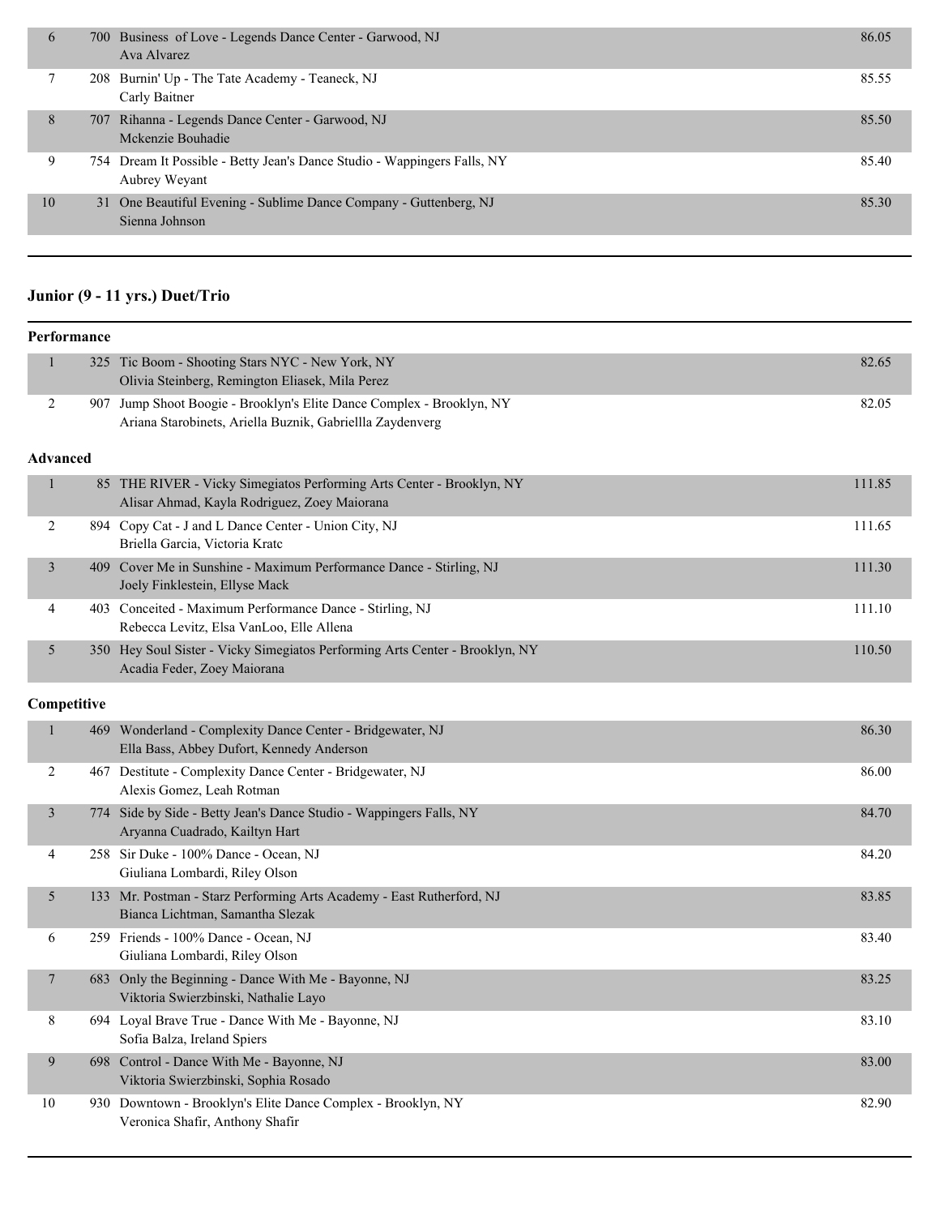| | | | |
|---|---|---|---|
| 6 | 700 | Business of Love - Legends Dance Center - Garwood, NJ<br>Ava Alvarez | 86.05 |
| 7 | 208 | Burnin' Up - The Tate Academy - Teaneck, NJ<br>Carly Baitner | 85.55 |
| 8 | 707 | Rihanna - Legends Dance Center - Garwood, NJ<br>Mckenzie Bouhadie | 85.50 |
| 9 | 754 | Dream It Possible - Betty Jean's Dance Studio - Wappingers Falls, NY<br>Aubrey Weyant | 85.40 |
| 10 | 31 | One Beautiful Evening - Sublime Dance Company - Guttenberg, NJ<br>Sienna Johnson | 85.30 |

## Junior (9 - 11 yrs.) Duet/Trio

### Performance

| | | | |
|---|---|---|---|
| 1 | 325 | Tic Boom - Shooting Stars NYC - New York, NY<br>Olivia Steinberg, Remington Eliasek, Mila Perez | 82.65 |
| 2 | 907 | Jump Shoot Boogie - Brooklyn's Elite Dance Complex - Brooklyn, NY<br>Ariana Starobinets, Ariella Buznik, Gabriellla Zaydenverg | 82.05 |

### Advanced

| | | | |
|---|---|---|---|
| 1 | 85 | THE RIVER - Vicky Simegiatos Performing Arts Center - Brooklyn, NY<br>Alisar Ahmad, Kayla Rodriguez, Zoey Maiorana | 111.85 |
| 2 | 894 | Copy Cat - J and L Dance Center - Union City, NJ<br>Briella Garcia, Victoria Kratc | 111.65 |
| 3 | 409 | Cover Me in Sunshine - Maximum Performance Dance - Stirling, NJ<br>Joely Finklestein, Ellyse Mack | 111.30 |
| 4 | 403 | Conceited - Maximum Performance Dance - Stirling, NJ<br>Rebecca Levitz, Elsa VanLoo, Elle Allena | 111.10 |
| 5 | 350 | Hey Soul Sister - Vicky Simegiatos Performing Arts Center - Brooklyn, NY<br>Acadia Feder, Zoey Maiorana | 110.50 |

### Competitive

| | | | |
|---|---|---|---|
| 1 | 469 | Wonderland - Complexity Dance Center - Bridgewater, NJ<br>Ella Bass, Abbey Dufort, Kennedy Anderson | 86.30 |
| 2 | 467 | Destitute - Complexity Dance Center - Bridgewater, NJ<br>Alexis Gomez, Leah Rotman | 86.00 |
| 3 | 774 | Side by Side - Betty Jean's Dance Studio - Wappingers Falls, NY<br>Aryanna Cuadrado, Kailtyn Hart | 84.70 |
| 4 | 258 | Sir Duke - 100% Dance - Ocean, NJ<br>Giuliana Lombardi, Riley Olson | 84.20 |
| 5 | 133 | Mr. Postman - Starz Performing Arts Academy - East Rutherford, NJ<br>Bianca Lichtman, Samantha Slezak | 83.85 |
| 6 | 259 | Friends - 100% Dance - Ocean, NJ<br>Giuliana Lombardi, Riley Olson | 83.40 |
| 7 | 683 | Only the Beginning - Dance With Me - Bayonne, NJ<br>Viktoria Swierzbinski, Nathalie Layo | 83.25 |
| 8 | 694 | Loyal Brave True - Dance With Me - Bayonne, NJ<br>Sofia Balza, Ireland Spiers | 83.10 |
| 9 | 698 | Control - Dance With Me - Bayonne, NJ<br>Viktoria Swierzbinski, Sophia Rosado | 83.00 |
| 10 | 930 | Downtown - Brooklyn's Elite Dance Complex - Brooklyn, NY<br>Veronica Shafir, Anthony Shafir | 82.90 |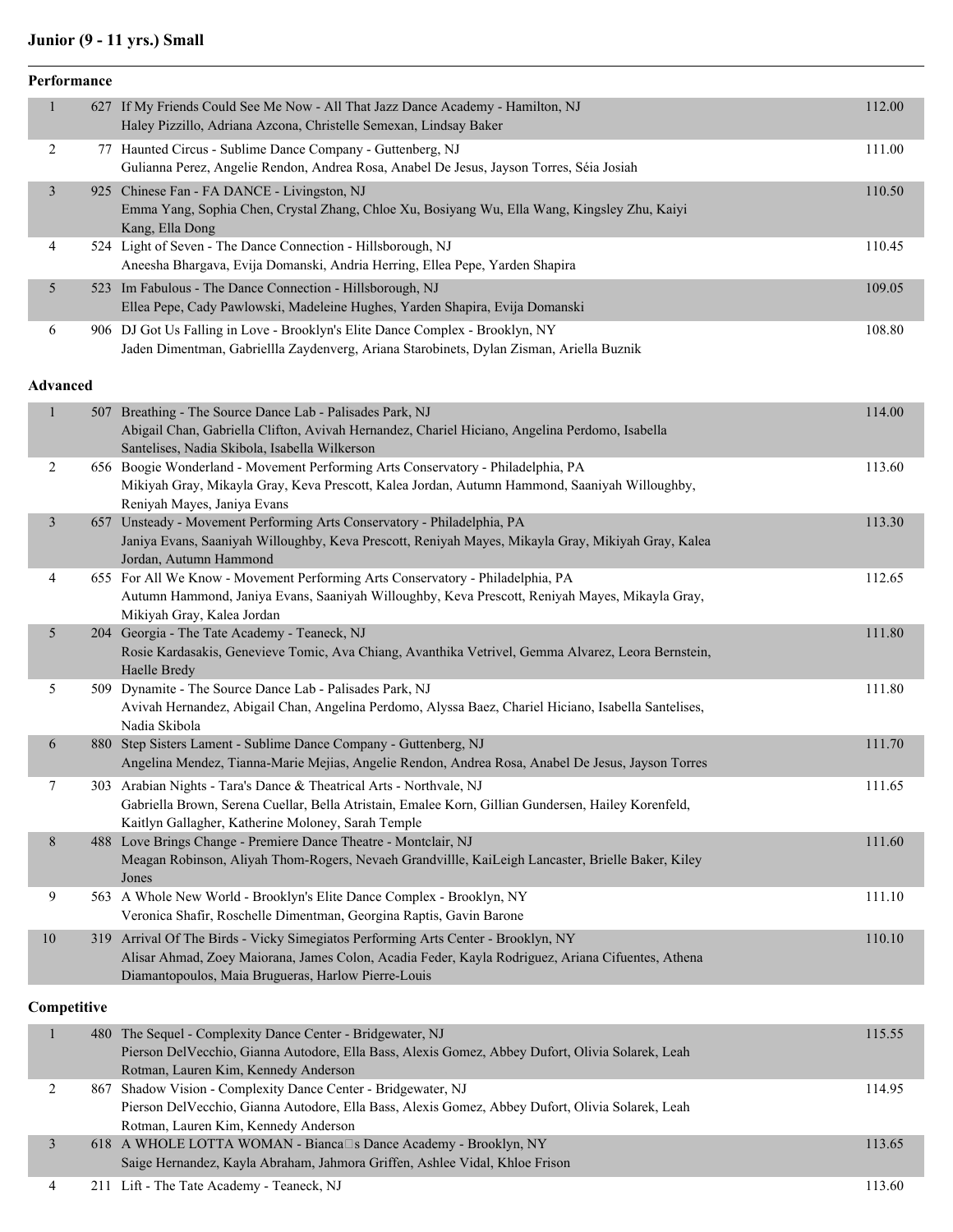## Junior (9 - 11 yrs.) Small

### Performance

| Place | No. | Entry | Score |
|---|---|---|---|
| 1 | 627 | If My Friends Could See Me Now - All That Jazz Dance Academy - Hamilton, NJ<br>Haley Pizzillo, Adriana Azcona, Christelle Semexan, Lindsay Baker | 112.00 |
| 2 | 77 | Haunted Circus - Sublime Dance Company - Guttenberg, NJ<br>Gulianna Perez, Angelie Rendon, Andrea Rosa, Anabel De Jesus, Jayson Torres, Séia Josiah | 111.00 |
| 3 | 925 | Chinese Fan - FA DANCE - Livingston, NJ<br>Emma Yang, Sophia Chen, Crystal Zhang, Chloe Xu, Bosiyang Wu, Ella Wang, Kingsley Zhu, Kaiyi Kang, Ella Dong | 110.50 |
| 4 | 524 | Light of Seven - The Dance Connection - Hillsborough, NJ<br>Aneesha Bhargava, Evija Domanski, Andria Herring, Ellea Pepe, Yarden Shapira | 110.45 |
| 5 | 523 | Im Fabulous - The Dance Connection - Hillsborough, NJ<br>Ellea Pepe, Cady Pawlowski, Madeleine Hughes, Yarden Shapira, Evija Domanski | 109.05 |
| 6 | 906 | DJ Got Us Falling in Love - Brooklyn's Elite Dance Complex - Brooklyn, NY<br>Jaden Dimentman, Gabriellla Zaydenverg, Ariana Starobinets, Dylan Zisman, Ariella Buznik | 108.80 |

### Advanced

| Place | No. | Entry | Score |
|---|---|---|---|
| 1 | 507 | Breathing - The Source Dance Lab - Palisades Park, NJ<br>Abigail Chan, Gabriella Clifton, Avivah Hernandez, Chariel Hiciano, Angelina Perdomo, Isabella Santelises, Nadia Skibola, Isabella Wilkerson | 114.00 |
| 2 | 656 | Boogie Wonderland - Movement Performing Arts Conservatory - Philadelphia, PA<br>Mikiyah Gray, Mikayla Gray, Keva Prescott, Kalea Jordan, Autumn Hammond, Saaniyah Willoughby, Reniyah Mayes, Janiya Evans | 113.60 |
| 3 | 657 | Unsteady - Movement Performing Arts Conservatory - Philadelphia, PA<br>Janiya Evans, Saaniyah Willoughby, Keva Prescott, Reniyah Mayes, Mikayla Gray, Mikiyah Gray, Kalea Jordan, Autumn Hammond | 113.30 |
| 4 | 655 | For All We Know - Movement Performing Arts Conservatory - Philadelphia, PA<br>Autumn Hammond, Janiya Evans, Saaniyah Willoughby, Keva Prescott, Reniyah Mayes, Mikayla Gray, Mikiyah Gray, Kalea Jordan | 112.65 |
| 5 | 204 | Georgia - The Tate Academy - Teaneck, NJ<br>Rosie Kardasakis, Genevieve Tomic, Ava Chiang, Avanthika Vetrivel, Gemma Alvarez, Leora Bernstein, Haelle Bredy | 111.80 |
| 5 | 509 | Dynamite - The Source Dance Lab - Palisades Park, NJ<br>Avivah Hernandez, Abigail Chan, Angelina Perdomo, Alyssa Baez, Chariel Hiciano, Isabella Santelises, Nadia Skibola | 111.80 |
| 6 | 880 | Step Sisters Lament - Sublime Dance Company - Guttenberg, NJ<br>Angelina Mendez, Tianna-Marie Mejias, Angelie Rendon, Andrea Rosa, Anabel De Jesus, Jayson Torres | 111.70 |
| 7 | 303 | Arabian Nights - Tara's Dance & Theatrical Arts - Northvale, NJ<br>Gabriella Brown, Serena Cuellar, Bella Atristain, Emalee Korn, Gillian Gundersen, Hailey Korenfeld, Kaitlyn Gallagher, Katherine Moloney, Sarah Temple | 111.65 |
| 8 | 488 | Love Brings Change - Premiere Dance Theatre - Montclair, NJ<br>Meagan Robinson, Aliyah Thom-Rogers, Nevaeh Grandvillle, KaiLeigh Lancaster, Brielle Baker, Kiley Jones | 111.60 |
| 9 | 563 | A Whole New World - Brooklyn's Elite Dance Complex - Brooklyn, NY<br>Veronica Shafir, Roschelle Dimentman, Georgina Raptis, Gavin Barone | 111.10 |
| 10 | 319 | Arrival Of The Birds - Vicky Simegiatos Performing Arts Center - Brooklyn, NY<br>Alisar Ahmad, Zoey Maiorana, James Colon, Acadia Feder, Kayla Rodriguez, Ariana Cifuentes, Athena Diamantopoulos, Maia Brugueras, Harlow Pierre-Louis | 110.10 |

### Competitive

| Place | No. | Entry | Score |
|---|---|---|---|
| 1 | 480 | The Sequel - Complexity Dance Center - Bridgewater, NJ<br>Pierson DelVecchio, Gianna Autodore, Ella Bass, Alexis Gomez, Abbey Dufort, Olivia Solarek, Leah Rotman, Lauren Kim, Kennedy Anderson | 115.55 |
| 2 | 867 | Shadow Vision - Complexity Dance Center - Bridgewater, NJ<br>Pierson DelVecchio, Gianna Autodore, Ella Bass, Alexis Gomez, Abbey Dufort, Olivia Solarek, Leah Rotman, Lauren Kim, Kennedy Anderson | 114.95 |
| 3 | 618 | A WHOLE LOTTA WOMAN - Bianca□s Dance Academy - Brooklyn, NY<br>Saige Hernandez, Kayla Abraham, Jahmora Griffen, Ashlee Vidal, Khloe Frison | 113.65 |
| 4 | 211 | Lift - The Tate Academy - Teaneck, NJ | 113.60 |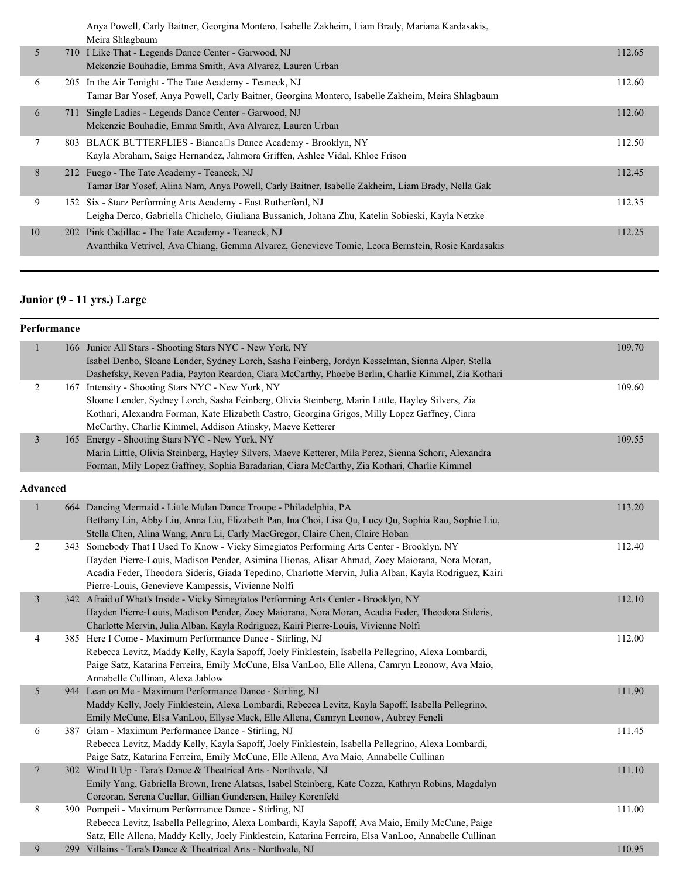| | | | |
|---|---|---|---|
| | | Anya Powell, Carly Baitner, Georgina Montero, Isabelle Zakheim, Liam Brady, Mariana Kardasakis, Meira Shlagbaum | |
| 5 | 710 | I Like That - Legends Dance Center - Garwood, NJ<br>Mckenzie Bouhadie, Emma Smith, Ava Alvarez, Lauren Urban | 112.65 |
| 6 | 205 | In the Air Tonight - The Tate Academy - Teaneck, NJ<br>Tamar Bar Yosef, Anya Powell, Carly Baitner, Georgina Montero, Isabelle Zakheim, Meira Shlagbaum | 112.60 |
| 6 | 711 | Single Ladies - Legends Dance Center - Garwood, NJ<br>Mckenzie Bouhadie, Emma Smith, Ava Alvarez, Lauren Urban | 112.60 |
| 7 | 803 | BLACK BUTTERFLIES - Bianca□s Dance Academy - Brooklyn, NY<br>Kayla Abraham, Saige Hernandez, Jahmora Griffen, Ashlee Vidal, Khloe Frison | 112.50 |
| 8 | 212 | Fuego - The Tate Academy - Teaneck, NJ<br>Tamar Bar Yosef, Alina Nam, Anya Powell, Carly Baitner, Isabelle Zakheim, Liam Brady, Nella Gak | 112.45 |
| 9 | 152 | Six - Starz Performing Arts Academy - East Rutherford, NJ<br>Leigha Derco, Gabriella Chichelo, Giuliana Bussanich, Johana Zhu, Katelin Sobieski, Kayla Netzke | 112.35 |
| 10 | 202 | Pink Cadillac - The Tate Academy - Teaneck, NJ<br>Avanthika Vetrivel, Ava Chiang, Gemma Alvarez, Genevieve Tomic, Leora Bernstein, Rosie Kardasakis | 112.25 |

## Junior (9 - 11 yrs.) Large

### Performance

| | | | |
|---|---|---|---|
| 1 | 166 | Junior All Stars - Shooting Stars NYC - New York, NY<br>Isabel Denbo, Sloane Lender, Sydney Lorch, Sasha Feinberg, Jordyn Kesselman, Sienna Alper, Stella Dashefsky, Reven Padia, Payton Reardon, Ciara McCarthy, Phoebe Berlin, Charlie Kimmel, Zia Kothari | 109.70 |
| 2 | 167 | Intensity - Shooting Stars NYC - New York, NY<br>Sloane Lender, Sydney Lorch, Sasha Feinberg, Olivia Steinberg, Marin Little, Hayley Silvers, Zia Kothari, Alexandra Forman, Kate Elizabeth Castro, Georgina Grigos, Milly Lopez Gaffney, Ciara McCarthy, Charlie Kimmel, Addison Atinsky, Maeve Ketterer | 109.60 |
| 3 | 165 | Energy - Shooting Stars NYC - New York, NY<br>Marin Little, Olivia Steinberg, Hayley Silvers, Maeve Ketterer, Mila Perez, Sienna Schorr, Alexandra Forman, Mily Lopez Gaffney, Sophia Baradarian, Ciara McCarthy, Zia Kothari, Charlie Kimmel | 109.55 |

### Advanced

| | | | |
|---|---|---|---|
| 1 | 664 | Dancing Mermaid - Little Mulan Dance Troupe - Philadelphia, PA<br>Bethany Lin, Abby Liu, Anna Liu, Elizabeth Pan, Ina Choi, Lisa Qu, Lucy Qu, Sophia Rao, Sophie Liu, Stella Chen, Alina Wang, Anru Li, Carly MacGregor, Claire Chen, Claire Hoban | 113.20 |
| 2 | 343 | Somebody That I Used To Know - Vicky Simegiatos Performing Arts Center - Brooklyn, NY<br>Hayden Pierre-Louis, Madison Pender, Asimina Hionas, Alisar Ahmad, Zoey Maiorana, Nora Moran, Acadia Feder, Theodora Sideris, Giada Tepedino, Charlotte Mervin, Julia Alban, Kayla Rodriguez, Kairi Pierre-Louis, Genevieve Kampessis, Vivienne Nolfi | 112.40 |
| 3 | 342 | Afraid of What's Inside - Vicky Simegiatos Performing Arts Center - Brooklyn, NY<br>Hayden Pierre-Louis, Madison Pender, Zoey Maiorana, Nora Moran, Acadia Feder, Theodora Sideris, Charlotte Mervin, Julia Alban, Kayla Rodriguez, Kairi Pierre-Louis, Vivienne Nolfi | 112.10 |
| 4 | 385 | Here I Come - Maximum Performance Dance - Stirling, NJ<br>Rebecca Levitz, Maddy Kelly, Kayla Sapoff, Joely Finklestein, Isabella Pellegrino, Alexa Lombardi, Paige Satz, Katarina Ferreira, Emily McCune, Elsa VanLoo, Elle Allena, Camryn Leonow, Ava Maio, Annabelle Cullinan, Alexa Jablow | 112.00 |
| 5 | 944 | Lean on Me - Maximum Performance Dance - Stirling, NJ<br>Maddy Kelly, Joely Finklestein, Alexa Lombardi, Rebecca Levitz, Kayla Sapoff, Isabella Pellegrino, Emily McCune, Elsa VanLoo, Ellyse Mack, Elle Allena, Camryn Leonow, Aubrey Feneli | 111.90 |
| 6 | 387 | Glam - Maximum Performance Dance - Stirling, NJ<br>Rebecca Levitz, Maddy Kelly, Kayla Sapoff, Joely Finklestein, Isabella Pellegrino, Alexa Lombardi, Paige Satz, Katarina Ferreira, Emily McCune, Elle Allena, Ava Maio, Annabelle Cullinan | 111.45 |
| 7 | 302 | Wind It Up - Tara's Dance & Theatrical Arts - Northvale, NJ<br>Emily Yang, Gabriella Brown, Irene Alatsas, Isabel Steinberg, Kate Cozza, Kathryn Robins, Magdalyn Corcoran, Serena Cuellar, Gillian Gundersen, Hailey Korenfeld | 111.10 |
| 8 | 390 | Pompeii - Maximum Performance Dance - Stirling, NJ<br>Rebecca Levitz, Isabella Pellegrino, Alexa Lombardi, Kayla Sapoff, Ava Maio, Emily McCune, Paige Satz, Elle Allena, Maddy Kelly, Joely Finklestein, Katarina Ferreira, Elsa VanLoo, Annabelle Cullinan | 111.00 |
| 9 | 299 | Villains - Tara's Dance & Theatrical Arts - Northvale, NJ | 110.95 |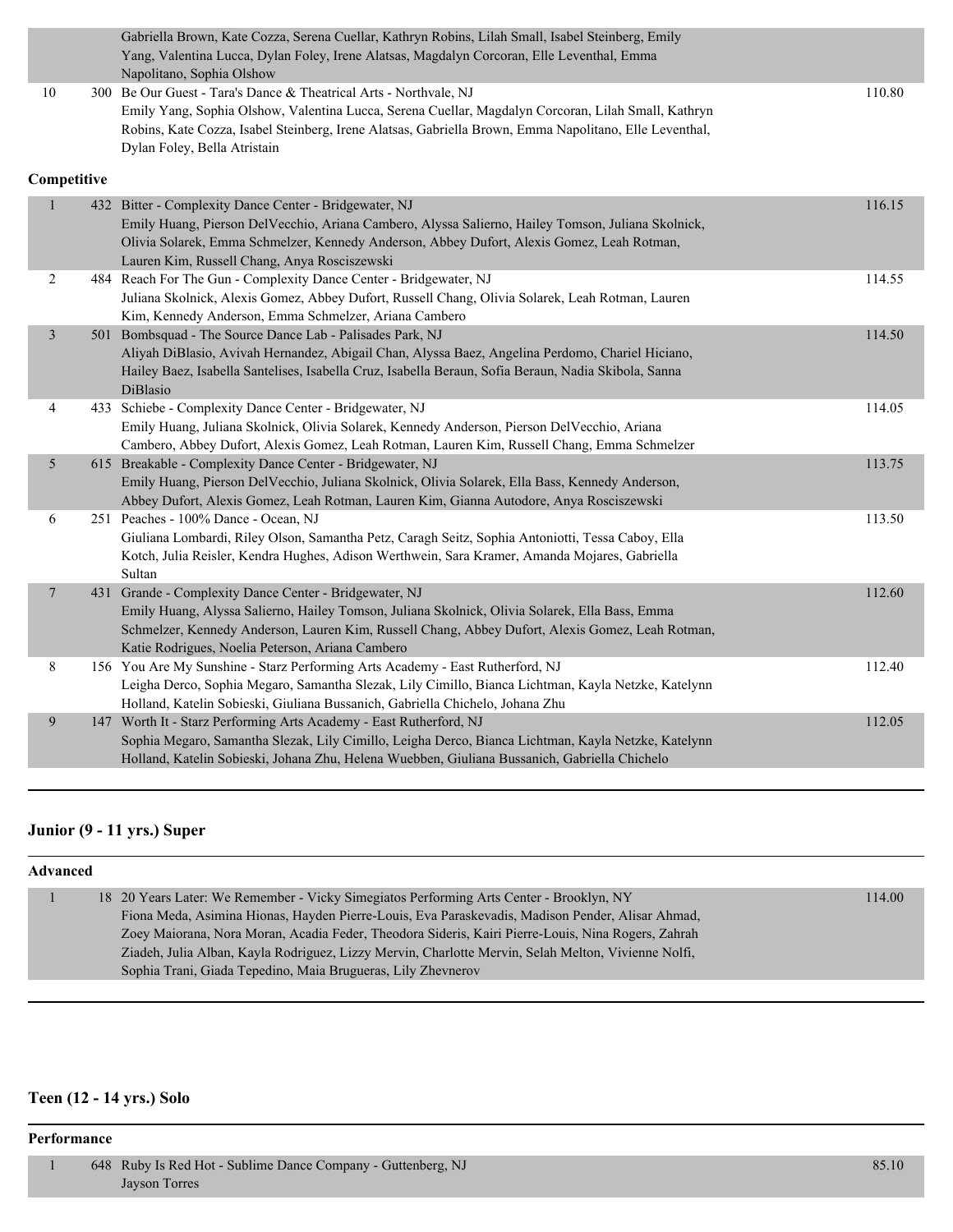| | | | |
|---|---|---|---|
| | | Gabriella Brown, Kate Cozza, Serena Cuellar, Kathryn Robins, Lilah Small, Isabel Steinberg, Emily Yang, Valentina Lucca, Dylan Foley, Irene Alatsas, Magdalyn Corcoran, Elle Leventhal, Emma Napolitano, Sophia Olshow | |
| 10 | 300 | Be Our Guest - Tara's Dance & Theatrical Arts - Northvale, NJ<br>Emily Yang, Sophia Olshow, Valentina Lucca, Serena Cuellar, Magdalyn Corcoran, Lilah Small, Kathryn Robins, Kate Cozza, Isabel Steinberg, Irene Alatsas, Gabriella Brown, Emma Napolitano, Elle Leventhal, Dylan Foley, Bella Atristain | 110.80 |

**Competitive**

| | | | |
|---|---|---|---|
| 1 | 432 | Bitter - Complexity Dance Center - Bridgewater, NJ<br>Emily Huang, Pierson DelVecchio, Ariana Cambero, Alyssa Salierno, Hailey Tomson, Juliana Skolnick, Olivia Solarek, Emma Schmelzer, Kennedy Anderson, Abbey Dufort, Alexis Gomez, Leah Rotman, Lauren Kim, Russell Chang, Anya Rosciszewski | 116.15 |
| 2 | 484 | Reach For The Gun - Complexity Dance Center - Bridgewater, NJ<br>Juliana Skolnick, Alexis Gomez, Abbey Dufort, Russell Chang, Olivia Solarek, Leah Rotman, Lauren Kim, Kennedy Anderson, Emma Schmelzer, Ariana Cambero | 114.55 |
| 3 | 501 | Bombsquad - The Source Dance Lab - Palisades Park, NJ<br>Aliyah DiBlasio, Avivah Hernandez, Abigail Chan, Alyssa Baez, Angelina Perdomo, Chariel Hiciano, Hailey Baez, Isabella Santelises, Isabella Cruz, Isabella Beraun, Sofia Beraun, Nadia Skibola, Sanna DiBlasio | 114.50 |
| 4 | 433 | Schiebe - Complexity Dance Center - Bridgewater, NJ<br>Emily Huang, Juliana Skolnick, Olivia Solarek, Kennedy Anderson, Pierson DelVecchio, Ariana Cambero, Abbey Dufort, Alexis Gomez, Leah Rotman, Lauren Kim, Russell Chang, Emma Schmelzer | 114.05 |
| 5 | 615 | Breakable - Complexity Dance Center - Bridgewater, NJ<br>Emily Huang, Pierson DelVecchio, Juliana Skolnick, Olivia Solarek, Ella Bass, Kennedy Anderson, Abbey Dufort, Alexis Gomez, Leah Rotman, Lauren Kim, Gianna Autodore, Anya Rosciszewski | 113.75 |
| 6 | 251 | Peaches - 100% Dance - Ocean, NJ<br>Giuliana Lombardi, Riley Olson, Samantha Petz, Caragh Seitz, Sophia Antoniotti, Tessa Caboy, Ella Kotch, Julia Reisler, Kendra Hughes, Adison Werthwein, Sara Kramer, Amanda Mojares, Gabriella Sultan | 113.50 |
| 7 | 431 | Grande - Complexity Dance Center - Bridgewater, NJ<br>Emily Huang, Alyssa Salierno, Hailey Tomson, Juliana Skolnick, Olivia Solarek, Ella Bass, Emma Schmelzer, Kennedy Anderson, Lauren Kim, Russell Chang, Abbey Dufort, Alexis Gomez, Leah Rotman, Katie Rodrigues, Noelia Peterson, Ariana Cambero | 112.60 |
| 8 | 156 | You Are My Sunshine - Starz Performing Arts Academy - East Rutherford, NJ<br>Leigha Derco, Sophia Megaro, Samantha Slezak, Lily Cimillo, Bianca Lichtman, Kayla Netzke, Katelynn Holland, Katelin Sobieski, Giuliana Bussanich, Gabriella Chichelo, Johana Zhu | 112.40 |
| 9 | 147 | Worth It - Starz Performing Arts Academy - East Rutherford, NJ<br>Sophia Megaro, Samantha Slezak, Lily Cimillo, Leigha Derco, Bianca Lichtman, Kayla Netzke, Katelynn Holland, Katelin Sobieski, Johana Zhu, Helena Wuebben, Giuliana Bussanich, Gabriella Chichelo | 112.05 |

## Junior (9 - 11 yrs.) Super

**Advanced**

| | | | |
|---|---|---|---|
| 1 | 18 | 20 Years Later: We Remember - Vicky Simegiatos Performing Arts Center - Brooklyn, NY<br>Fiona Meda, Asimina Hionas, Hayden Pierre-Louis, Eva Paraskevadis, Madison Pender, Alisar Ahmad, Zoey Maiorana, Nora Moran, Acadia Feder, Theodora Sideris, Kairi Pierre-Louis, Nina Rogers, Zahrah Ziadeh, Julia Alban, Kayla Rodriguez, Lizzy Mervin, Charlotte Mervin, Selah Melton, Vivienne Nolfi, Sophia Trani, Giada Tepedino, Maia Brugueras, Lily Zhevnerov | 114.00 |

## Teen (12 - 14 yrs.) Solo

**Performance**

| | | | |
|---|---|---|---|
| 1 | 648 | Ruby Is Red Hot - Sublime Dance Company - Guttenberg, NJ<br>Jayson Torres | 85.10 |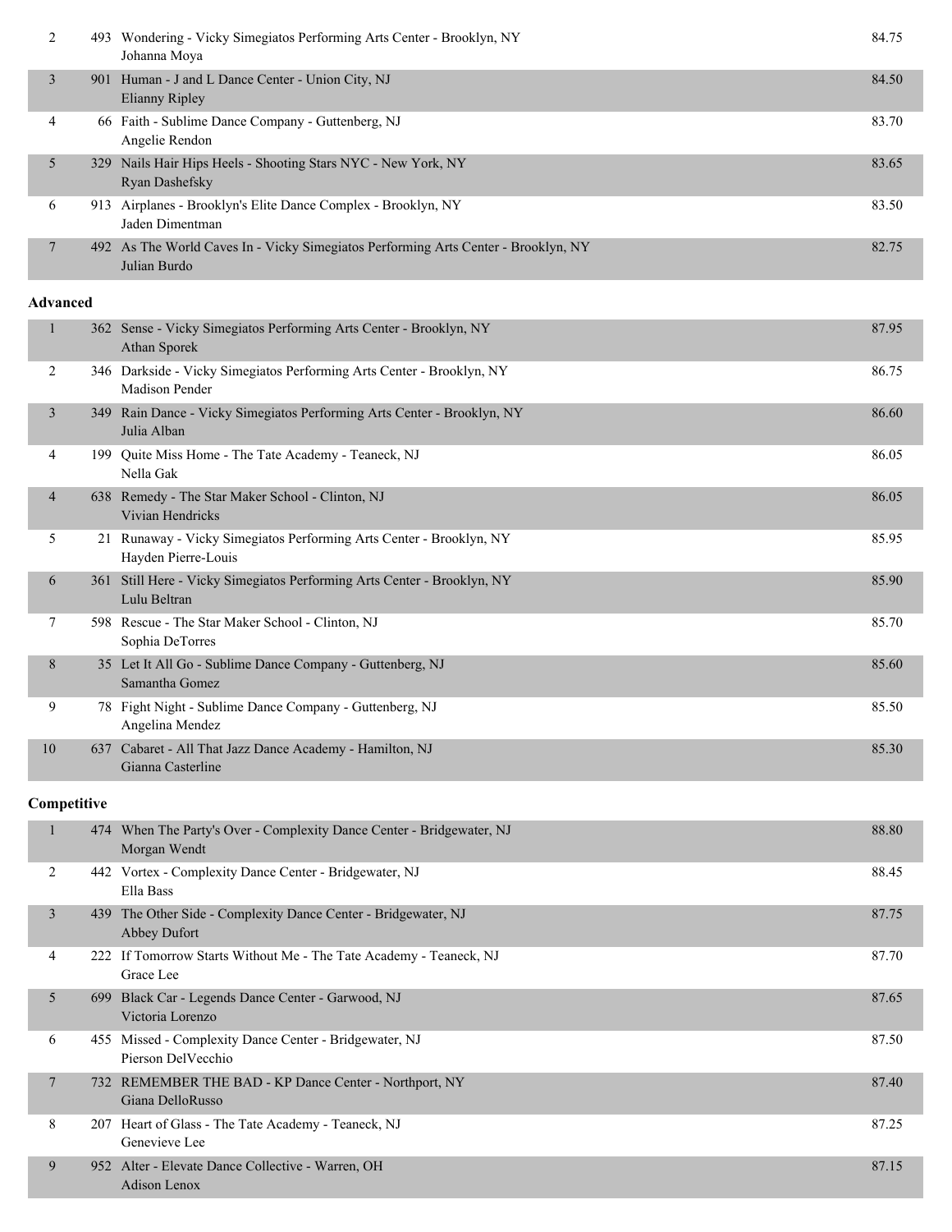| | | | |
|---|---|---|---|
| 2 | 493 | Wondering - Vicky Simegiatos Performing Arts Center - Brooklyn, NY<br>Johanna Moya | 84.75 |
| 3 | 901 | Human - J and L Dance Center - Union City, NJ<br>Elianny Ripley | 84.50 |
| 4 | 66 | Faith - Sublime Dance Company - Guttenberg, NJ<br>Angelie Rendon | 83.70 |
| 5 | 329 | Nails Hair Hips Heels - Shooting Stars NYC - New York, NY<br>Ryan Dashefsky | 83.65 |
| 6 | 913 | Airplanes - Brooklyn's Elite Dance Complex - Brooklyn, NY<br>Jaden Dimentman | 83.50 |
| 7 | 492 | As The World Caves In - Vicky Simegiatos Performing Arts Center - Brooklyn, NY<br>Julian Burdo | 82.75 |

**Advanced**

| | | | |
|---|---|---|---|
| 1 | 362 | Sense - Vicky Simegiatos Performing Arts Center - Brooklyn, NY<br>Athan Sporek | 87.95 |
| 2 | 346 | Darkside - Vicky Simegiatos Performing Arts Center - Brooklyn, NY<br>Madison Pender | 86.75 |
| 3 | 349 | Rain Dance - Vicky Simegiatos Performing Arts Center - Brooklyn, NY<br>Julia Alban | 86.60 |
| 4 | 199 | Quite Miss Home - The Tate Academy - Teaneck, NJ<br>Nella Gak | 86.05 |
| 4 | 638 | Remedy - The Star Maker School - Clinton, NJ<br>Vivian Hendricks | 86.05 |
| 5 | 21 | Runaway - Vicky Simegiatos Performing Arts Center - Brooklyn, NY<br>Hayden Pierre-Louis | 85.95 |
| 6 | 361 | Still Here - Vicky Simegiatos Performing Arts Center - Brooklyn, NY<br>Lulu Beltran | 85.90 |
| 7 | 598 | Rescue - The Star Maker School - Clinton, NJ<br>Sophia DeTorres | 85.70 |
| 8 | 35 | Let It All Go - Sublime Dance Company - Guttenberg, NJ<br>Samantha Gomez | 85.60 |
| 9 | 78 | Fight Night - Sublime Dance Company - Guttenberg, NJ<br>Angelina Mendez | 85.50 |
| 10 | 637 | Cabaret - All That Jazz Dance Academy - Hamilton, NJ<br>Gianna Casterline | 85.30 |

**Competitive**

| | | | |
|---|---|---|---|
| 1 | 474 | When The Party's Over - Complexity Dance Center - Bridgewater, NJ<br>Morgan Wendt | 88.80 |
| 2 | 442 | Vortex - Complexity Dance Center - Bridgewater, NJ<br>Ella Bass | 88.45 |
| 3 | 439 | The Other Side - Complexity Dance Center - Bridgewater, NJ<br>Abbey Dufort | 87.75 |
| 4 | 222 | If Tomorrow Starts Without Me - The Tate Academy - Teaneck, NJ<br>Grace Lee | 87.70 |
| 5 | 699 | Black Car - Legends Dance Center - Garwood, NJ<br>Victoria Lorenzo | 87.65 |
| 6 | 455 | Missed - Complexity Dance Center - Bridgewater, NJ<br>Pierson DelVecchio | 87.50 |
| 7 | 732 | REMEMBER THE BAD - KP Dance Center - Northport, NY<br>Giana DelloRusso | 87.40 |
| 8 | 207 | Heart of Glass - The Tate Academy - Teaneck, NJ<br>Genevieve Lee | 87.25 |
| 9 | 952 | Alter - Elevate Dance Collective - Warren, OH<br>Adison Lenox | 87.15 |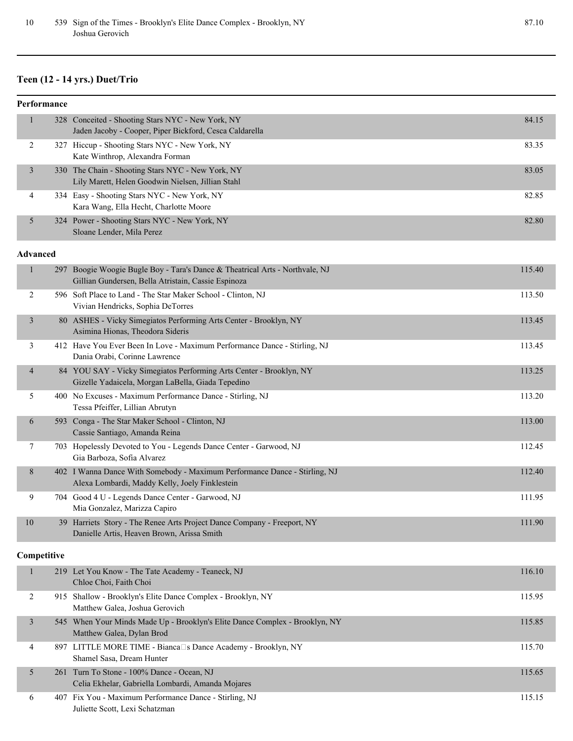| | | | |
|---|---|---|---|
| 10 | 539 | Sign of the Times - Brooklyn's Elite Dance Complex - Brooklyn, NY<br>Joshua Gerovich | 87.10 |

## Teen (12 - 14 yrs.) Duet/Trio

### Performance

| | | | |
|---|---|---|---|
| 1 | 328 | Conceited - Shooting Stars NYC - New York, NY<br>Jaden Jacoby - Cooper, Piper Bickford, Cesca Caldarella | 84.15 |
| 2 | 327 | Hiccup - Shooting Stars NYC - New York, NY<br>Kate Winthrop, Alexandra Forman | 83.35 |
| 3 | 330 | The Chain - Shooting Stars NYC - New York, NY<br>Lily Marett, Helen Goodwin Nielsen, Jillian Stahl | 83.05 |
| 4 | 334 | Easy - Shooting Stars NYC - New York, NY<br>Kara Wang, Ella Hecht, Charlotte Moore | 82.85 |
| 5 | 324 | Power - Shooting Stars NYC - New York, NY<br>Sloane Lender, Mila Perez | 82.80 |

### Advanced

| | | | |
|---|---|---|---|
| 1 | 297 | Boogie Woogie Bugle Boy - Tara's Dance & Theatrical Arts - Northvale, NJ<br>Gillian Gundersen, Bella Atristain, Cassie Espinoza | 115.40 |
| 2 | 596 | Soft Place to Land - The Star Maker School - Clinton, NJ<br>Vivian Hendricks, Sophia DeTorres | 113.50 |
| 3 | 80 | ASHES - Vicky Simegiatos Performing Arts Center - Brooklyn, NY<br>Asimina Hionas, Theodora Sideris | 113.45 |
| 3 | 412 | Have You Ever Been In Love - Maximum Performance Dance - Stirling, NJ<br>Dania Orabi, Corinne Lawrence | 113.45 |
| 4 | 84 | YOU SAY - Vicky Simegiatos Performing Arts Center - Brooklyn, NY<br>Gizelle Yadaicela, Morgan LaBella, Giada Tepedino | 113.25 |
| 5 | 400 | No Excuses - Maximum Performance Dance - Stirling, NJ<br>Tessa Pfeiffer, Lillian Abrutyn | 113.20 |
| 6 | 593 | Conga - The Star Maker School - Clinton, NJ<br>Cassie Santiago, Amanda Reina | 113.00 |
| 7 | 703 | Hopelessly Devoted to You - Legends Dance Center - Garwood, NJ<br>Gia Barboza, Sofia Alvarez | 112.45 |
| 8 | 402 | I Wanna Dance With Somebody - Maximum Performance Dance - Stirling, NJ<br>Alexa Lombardi, Maddy Kelly, Joely Finklestein | 112.40 |
| 9 | 704 | Good 4 U - Legends Dance Center - Garwood, NJ<br>Mia Gonzalez, Marizza Capiro | 111.95 |
| 10 | 39 | Harriets Story - The Renee Arts Project Dance Company - Freeport, NY<br>Danielle Artis, Heaven Brown, Arissa Smith | 111.90 |

### Competitive

| | | | |
|---|---|---|---|
| 1 | 219 | Let You Know - The Tate Academy - Teaneck, NJ<br>Chloe Choi, Faith Choi | 116.10 |
| 2 | 915 | Shallow - Brooklyn's Elite Dance Complex - Brooklyn, NY<br>Matthew Galea, Joshua Gerovich | 115.95 |
| 3 | 545 | When Your Minds Made Up - Brooklyn's Elite Dance Complex - Brooklyn, NY<br>Matthew Galea, Dylan Brod | 115.85 |
| 4 | 897 | LITTLE MORE TIME - Bianca□s Dance Academy - Brooklyn, NY<br>Shamel Sasa, Dream Hunter | 115.70 |
| 5 | 261 | Turn To Stone - 100% Dance - Ocean, NJ<br>Celia Ekhelar, Gabriella Lombardi, Amanda Mojares | 115.65 |
| 6 | 407 | Fix You - Maximum Performance Dance - Stirling, NJ<br>Juliette Scott, Lexi Schatzman | 115.15 |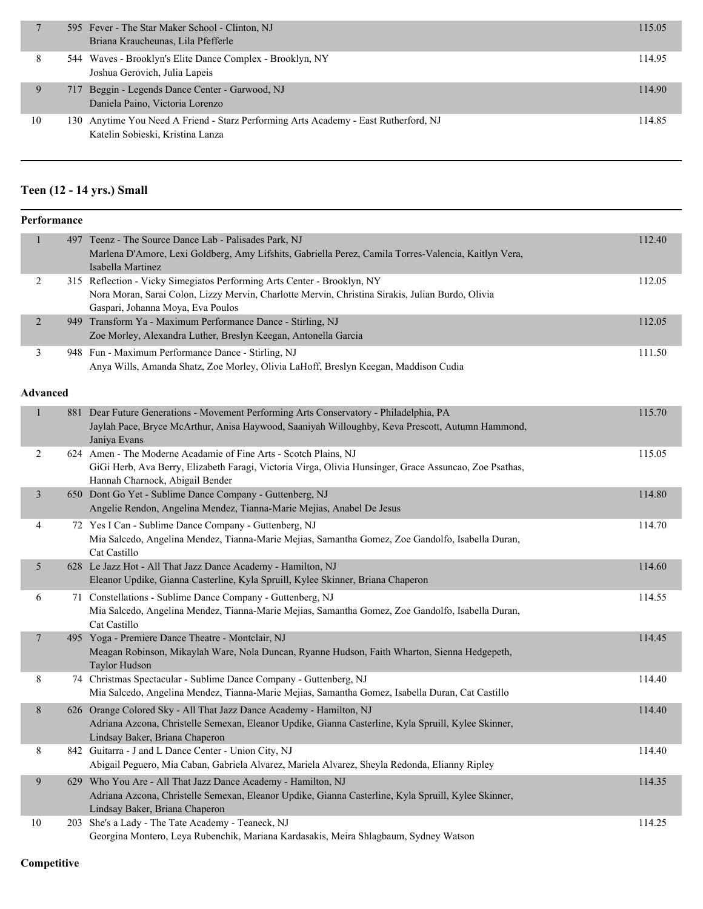| Place | No. | Routine | Score |
|---|---|---|---|
| 7 | 595 | Fever - The Star Maker School - Clinton, NJ<br>Briana Kraucheunas, Lila Pfefferle | 115.05 |
| 8 | 544 | Waves - Brooklyn's Elite Dance Complex - Brooklyn, NY<br>Joshua Gerovich, Julia Lapeis | 114.95 |
| 9 | 717 | Beggin - Legends Dance Center - Garwood, NJ<br>Daniela Paino, Victoria Lorenzo | 114.90 |
| 10 | 130 | Anytime You Need A Friend - Starz Performing Arts Academy - East Rutherford, NJ<br>Katelin Sobieski, Kristina Lanza | 114.85 |

## Teen (12 - 14 yrs.) Small

### Performance

| Place | No. | Routine | Score |
|---|---|---|---|
| 1 | 497 | Teenz - The Source Dance Lab - Palisades Park, NJ<br>Marlena D'Amore, Lexi Goldberg, Amy Lifshits, Gabriella Perez, Camila Torres-Valencia, Kaitlyn Vera, Isabella Martinez | 112.40 |
| 2 | 315 | Reflection - Vicky Simegiatos Performing Arts Center - Brooklyn, NY<br>Nora Moran, Sarai Colon, Lizzy Mervin, Charlotte Mervin, Christina Sirakis, Julian Burdo, Olivia Gaspari, Johanna Moya, Eva Poulos | 112.05 |
| 2 | 949 | Transform Ya - Maximum Performance Dance - Stirling, NJ<br>Zoe Morley, Alexandra Luther, Breslyn Keegan, Antonella Garcia | 112.05 |
| 3 | 948 | Fun - Maximum Performance Dance - Stirling, NJ<br>Anya Wills, Amanda Shatz, Zoe Morley, Olivia LaHoff, Breslyn Keegan, Maddison Cudia | 111.50 |

### Advanced

| Place | No. | Routine | Score |
|---|---|---|---|
| 1 | 881 | Dear Future Generations - Movement Performing Arts Conservatory - Philadelphia, PA<br>Jaylah Pace, Bryce McArthur, Anisa Haywood, Saaniyah Willoughby, Keva Prescott, Autumn Hammond, Janiya Evans | 115.70 |
| 2 | 624 | Amen - The Moderne Acadamie of Fine Arts - Scotch Plains, NJ<br>GiGi Herb, Ava Berry, Elizabeth Faragi, Victoria Virga, Olivia Hunsinger, Grace Assuncao, Zoe Psathas, Hannah Charnock, Abigail Bender | 115.05 |
| 3 | 650 | Dont Go Yet - Sublime Dance Company - Guttenberg, NJ<br>Angelie Rendon, Angelina Mendez, Tianna-Marie Mejias, Anabel De Jesus | 114.80 |
| 4 | 72 | Yes I Can - Sublime Dance Company - Guttenberg, NJ<br>Mia Salcedo, Angelina Mendez, Tianna-Marie Mejias, Samantha Gomez, Zoe Gandolfo, Isabella Duran, Cat Castillo | 114.70 |
| 5 | 628 | Le Jazz Hot - All That Jazz Dance Academy - Hamilton, NJ<br>Eleanor Updike, Gianna Casterline, Kyla Spruill, Kylee Skinner, Briana Chaperon | 114.60 |
| 6 | 71 | Constellations - Sublime Dance Company - Guttenberg, NJ<br>Mia Salcedo, Angelina Mendez, Tianna-Marie Mejias, Samantha Gomez, Zoe Gandolfo, Isabella Duran, Cat Castillo | 114.55 |
| 7 | 495 | Yoga - Premiere Dance Theatre - Montclair, NJ<br>Meagan Robinson, Mikaylah Ware, Nola Duncan, Ryanne Hudson, Faith Wharton, Sienna Hedgepeth, Taylor Hudson | 114.45 |
| 8 | 74 | Christmas Spectacular - Sublime Dance Company - Guttenberg, NJ<br>Mia Salcedo, Angelina Mendez, Tianna-Marie Mejias, Samantha Gomez, Isabella Duran, Cat Castillo | 114.40 |
| 8 | 626 | Orange Colored Sky - All That Jazz Dance Academy - Hamilton, NJ<br>Adriana Azcona, Christelle Semexan, Eleanor Updike, Gianna Casterline, Kyla Spruill, Kylee Skinner, Lindsay Baker, Briana Chaperon | 114.40 |
| 8 | 842 | Guitarra - J and L Dance Center - Union City, NJ<br>Abigail Peguero, Mia Caban, Gabriela Alvarez, Mariela Alvarez, Sheyla Redonda, Elianny Ripley | 114.40 |
| 9 | 629 | Who You Are - All That Jazz Dance Academy - Hamilton, NJ<br>Adriana Azcona, Christelle Semexan, Eleanor Updike, Gianna Casterline, Kyla Spruill, Kylee Skinner, Lindsay Baker, Briana Chaperon | 114.35 |
| 10 | 203 | She's a Lady - The Tate Academy - Teaneck, NJ<br>Georgina Montero, Leya Rubenchik, Mariana Kardasakis, Meira Shlagbaum, Sydney Watson | 114.25 |

### Competitive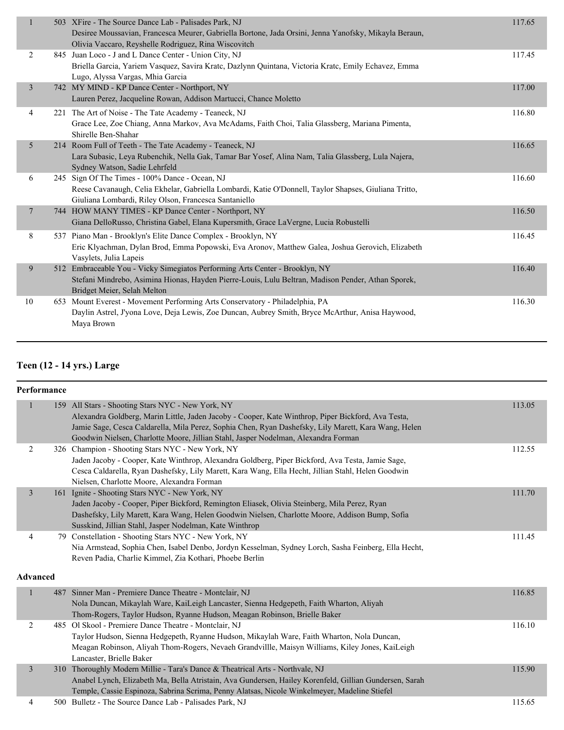| Place | No. | Entry | Score |
|---|---|---|---|
| 1 | 503 | XFire - The Source Dance Lab - Palisades Park, NJ<br>Desiree Moussavian, Francesca Meurer, Gabriella Bortone, Jada Orsini, Jenna Yanofsky, Mikayla Beraun, Olivia Vaccaro, Reyshelle Rodriguez, Rina Wiscovitch | 117.65 |
| 2 | 845 | Juan Loco - J and L Dance Center - Union City, NJ<br>Briella Garcia, Yariem Vasquez, Savira Kratc, Dazlynn Quintana, Victoria Kratc, Emily Echavez, Emma Lugo, Alyssa Vargas, Mhia Garcia | 117.45 |
| 3 | 742 | MY MIND - KP Dance Center - Northport, NY<br>Lauren Perez, Jacqueline Rowan, Addison Martucci, Chance Moletto | 117.00 |
| 4 | 221 | The Art of Noise - The Tate Academy - Teaneck, NJ<br>Grace Lee, Zoe Chiang, Anna Markov, Ava McAdams, Faith Choi, Talia Glassberg, Mariana Pimenta, Shirelle Ben-Shahar | 116.80 |
| 5 | 214 | Room Full of Teeth - The Tate Academy - Teaneck, NJ<br>Lara Subasic, Leya Rubenchik, Nella Gak, Tamar Bar Yosef, Alina Nam, Talia Glassberg, Lula Najera, Sydney Watson, Sadie Lehrfeld | 116.65 |
| 6 | 245 | Sign Of The Times - 100% Dance - Ocean, NJ<br>Reese Cavanaugh, Celia Ekhelar, Gabriella Lombardi, Katie O'Donnell, Taylor Shapses, Giuliana Tritto, Giuliana Lombardi, Riley Olson, Francesca Santaniello | 116.60 |
| 7 | 744 | HOW MANY TIMES - KP Dance Center - Northport, NY<br>Giana DelloRusso, Christina Gabel, Elana Kupersmith, Grace LaVergne, Lucia Robustelli | 116.50 |
| 8 | 537 | Piano Man - Brooklyn's Elite Dance Complex - Brooklyn, NY<br>Eric Klyachman, Dylan Brod, Emma Popowski, Eva Aronov, Matthew Galea, Joshua Gerovich, Elizabeth Vasylets, Julia Lapeis | 116.45 |
| 9 | 512 | Embraceable You - Vicky Simegiatos Performing Arts Center - Brooklyn, NY<br>Stefani Mindrebo, Asimina Hionas, Hayden Pierre-Louis, Lulu Beltran, Madison Pender, Athan Sporek, Bridget Meier, Selah Melton | 116.40 |
| 10 | 653 | Mount Everest - Movement Performing Arts Conservatory - Philadelphia, PA<br>Daylin Astrel, J'yona Love, Deja Lewis, Zoe Duncan, Aubrey Smith, Bryce McArthur, Anisa Haywood, Maya Brown | 116.30 |

## Teen (12 - 14 yrs.) Large

### Performance

| Place | No. | Entry | Score |
|---|---|---|---|
| 1 | 159 | All Stars - Shooting Stars NYC - New York, NY<br>Alexandra Goldberg, Marin Little, Jaden Jacoby - Cooper, Kate Winthrop, Piper Bickford, Ava Testa, Jamie Sage, Cesca Caldarella, Mila Perez, Sophia Chen, Ryan Dashefsky, Lily Marett, Kara Wang, Helen Goodwin Nielsen, Charlotte Moore, Jillian Stahl, Jasper Nodelman, Alexandra Forman | 113.05 |
| 2 | 326 | Champion - Shooting Stars NYC - New York, NY<br>Jaden Jacoby - Cooper, Kate Winthrop, Alexandra Goldberg, Piper Bickford, Ava Testa, Jamie Sage, Cesca Caldarella, Ryan Dashefsky, Lily Marett, Kara Wang, Ella Hecht, Jillian Stahl, Helen Goodwin Nielsen, Charlotte Moore, Alexandra Forman | 112.55 |
| 3 | 161 | Ignite - Shooting Stars NYC - New York, NY<br>Jaden Jacoby - Cooper, Piper Bickford, Remington Eliasek, Olivia Steinberg, Mila Perez, Ryan Dashefsky, Lily Marett, Kara Wang, Helen Goodwin Nielsen, Charlotte Moore, Addison Bump, Sofia Susskind, Jillian Stahl, Jasper Nodelman, Kate Winthrop | 111.70 |
| 4 | 79 | Constellation - Shooting Stars NYC - New York, NY<br>Nia Armstead, Sophia Chen, Isabel Denbo, Jordyn Kesselman, Sydney Lorch, Sasha Feinberg, Ella Hecht, Reven Padia, Charlie Kimmel, Zia Kothari, Phoebe Berlin | 111.45 |

### Advanced

| Place | No. | Entry | Score |
|---|---|---|---|
| 1 | 487 | Sinner Man - Premiere Dance Theatre - Montclair, NJ<br>Nola Duncan, Mikaylah Ware, KaiLeigh Lancaster, Sienna Hedgepeth, Faith Wharton, Aliyah Thom-Rogers, Taylor Hudson, Ryanne Hudson, Meagan Robinson, Brielle Baker | 116.85 |
| 2 | 485 | Ol Skool - Premiere Dance Theatre - Montclair, NJ<br>Taylor Hudson, Sienna Hedgepeth, Ryanne Hudson, Mikaylah Ware, Faith Wharton, Nola Duncan, Meagan Robinson, Aliyah Thom-Rogers, Nevaeh Grandvillle, Maisyn Williams, Kiley Jones, KaiLeigh Lancaster, Brielle Baker | 116.10 |
| 3 | 310 | Thoroughly Modern Millie - Tara's Dance & Theatrical Arts - Northvale, NJ<br>Anabel Lynch, Elizabeth Ma, Bella Atristain, Ava Gundersen, Hailey Korenfeld, Gillian Gundersen, Sarah Temple, Cassie Espinoza, Sabrina Scrima, Penny Alatsas, Nicole Winkelmeyer, Madeline Stiefel | 115.90 |
| 4 | 500 | Bulletz - The Source Dance Lab - Palisades Park, NJ | 115.65 |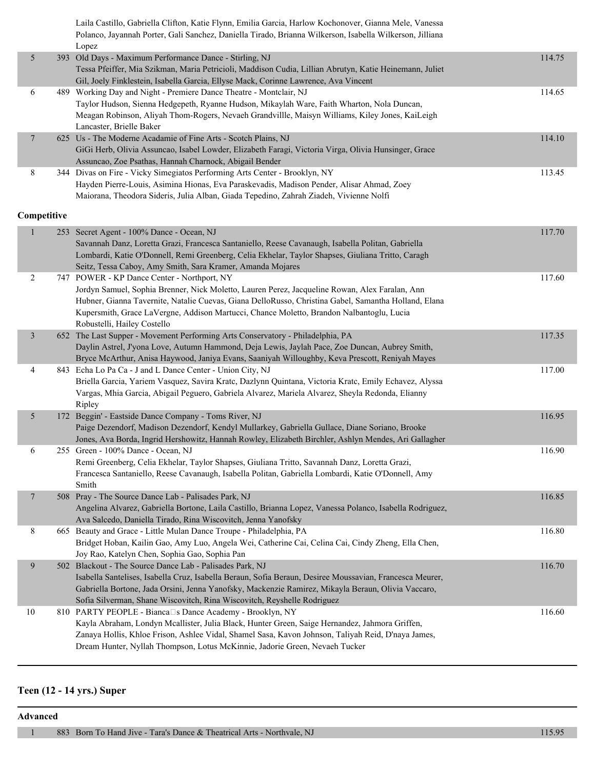| | | | |
|---|---|---|---|
| | | Laila Castillo, Gabriella Clifton, Katie Flynn, Emilia Garcia, Harlow Kochonover, Gianna Mele, Vanessa Polanco, Jayannah Porter, Gali Sanchez, Daniella Tirado, Brianna Wilkerson, Isabella Wilkerson, Jilliana Lopez | |
| 5 | 393 | Old Days - Maximum Performance Dance - Stirling, NJ<br>Tessa Pfeiffer, Mia Szikman, Maria Petricioli, Maddison Cudia, Lillian Abrutyn, Katie Heinemann, Juliet Gil, Joely Finklestein, Isabella Garcia, Ellyse Mack, Corinne Lawrence, Ava Vincent | 114.75 |
| 6 | 489 | Working Day and Night - Premiere Dance Theatre - Montclair, NJ<br>Taylor Hudson, Sienna Hedgepeth, Ryanne Hudson, Mikaylah Ware, Faith Wharton, Nola Duncan, Meagan Robinson, Aliyah Thom-Rogers, Nevaeh Grandvillle, Maisyn Williams, Kiley Jones, KaiLeigh Lancaster, Brielle Baker | 114.65 |
| 7 | 625 | Us - The Moderne Acadamie of Fine Arts - Scotch Plains, NJ<br>GiGi Herb, Olivia Assuncao, Isabel Lowder, Elizabeth Faragi, Victoria Virga, Olivia Hunsinger, Grace Assuncao, Zoe Psathas, Hannah Charnock, Abigail Bender | 114.10 |
| 8 | 344 | Divas on Fire - Vicky Simegiatos Performing Arts Center - Brooklyn, NY<br>Hayden Pierre-Louis, Asimina Hionas, Eva Paraskevadis, Madison Pender, Alisar Ahmad, Zoey Maiorana, Theodora Sideris, Julia Alban, Giada Tepedino, Zahrah Ziadeh, Vivienne Nolfi | 113.45 |

**Competitive**

| | | | |
|---|---|---|---|
| 1 | 253 | Secret Agent - 100% Dance - Ocean, NJ<br>Savannah Danz, Loretta Grazi, Francesca Santaniello, Reese Cavanaugh, Isabella Politan, Gabriella Lombardi, Katie O'Donnell, Remi Greenberg, Celia Ekhelar, Taylor Shapses, Giuliana Tritto, Caragh Seitz, Tessa Caboy, Amy Smith, Sara Kramer, Amanda Mojares | 117.70 |
| 2 | 747 | POWER - KP Dance Center - Northport, NY<br>Jordyn Samuel, Sophia Brenner, Nick Moletto, Lauren Perez, Jacqueline Rowan, Alex Faralan, Ann Hubner, Gianna Tavernite, Natalie Cuevas, Giana DelloRusso, Christina Gabel, Samantha Holland, Elana Kupersmith, Grace LaVergne, Addison Martucci, Chance Moletto, Brandon Nalbantoglu, Lucia Robustelli, Hailey Costello | 117.60 |
| 3 | 652 | The Last Supper - Movement Performing Arts Conservatory - Philadelphia, PA<br>Daylin Astrel, J'yona Love, Autumn Hammond, Deja Lewis, Jaylah Pace, Zoe Duncan, Aubrey Smith, Bryce McArthur, Anisa Haywood, Janiya Evans, Saaniyah Willoughby, Keva Prescott, Reniyah Mayes | 117.35 |
| 4 | 843 | Echa Lo Pa Ca - J and L Dance Center - Union City, NJ<br>Briella Garcia, Yariem Vasquez, Savira Kratc, Dazlynn Quintana, Victoria Kratc, Emily Echavez, Alyssa Vargas, Mhia Garcia, Abigail Peguero, Gabriela Alvarez, Mariela Alvarez, Sheyla Redonda, Elianny Ripley | 117.00 |
| 5 | 172 | Beggin' - Eastside Dance Company - Toms River, NJ<br>Paige Dezendorf, Madison Dezendorf, Kendyl Mullarkey, Gabriella Gullace, Diane Soriano, Brooke Jones, Ava Borda, Ingrid Hershowitz, Hannah Rowley, Elizabeth Birchler, Ashlyn Mendes, Ari Gallagher | 116.95 |
| 6 | 255 | Green - 100% Dance - Ocean, NJ<br>Remi Greenberg, Celia Ekhelar, Taylor Shapses, Giuliana Tritto, Savannah Danz, Loretta Grazi, Francesca Santaniello, Reese Cavanaugh, Isabella Politan, Gabriella Lombardi, Katie O'Donnell, Amy Smith | 116.90 |
| 7 | 508 | Pray - The Source Dance Lab - Palisades Park, NJ<br>Angelina Alvarez, Gabriella Bortone, Laila Castillo, Brianna Lopez, Vanessa Polanco, Isabella Rodriguez, Ava Salcedo, Daniella Tirado, Rina Wiscovitch, Jenna Yanofsky | 116.85 |
| 8 | 665 | Beauty and Grace - Little Mulan Dance Troupe - Philadelphia, PA<br>Bridget Hoban, Kailin Gao, Amy Luo, Angela Wei, Catherine Cai, Celina Cai, Cindy Zheng, Ella Chen, Joy Rao, Katelyn Chen, Sophia Gao, Sophia Pan | 116.80 |
| 9 | 502 | Blackout - The Source Dance Lab - Palisades Park, NJ<br>Isabella Santelises, Isabella Cruz, Isabella Beraun, Sofia Beraun, Desiree Moussavian, Francesca Meurer, Gabriella Bortone, Jada Orsini, Jenna Yanofsky, Mackenzie Ramirez, Mikayla Beraun, Olivia Vaccaro, Sofia Silverman, Shane Wiscovitch, Rina Wiscovitch, Reyshelle Rodriguez | 116.70 |
| 10 | 810 | PARTY PEOPLE - Bianca□s Dance Academy - Brooklyn, NY<br>Kayla Abraham, Londyn Mcallister, Julia Black, Hunter Green, Saige Hernandez, Jahmora Griffen, Zanaya Hollis, Khloe Frison, Ashlee Vidal, Shamel Sasa, Kavon Johnson, Taliyah Reid, D'naya James, Dream Hunter, Nyllah Thompson, Lotus McKinnie, Jadorie Green, Nevaeh Tucker | 116.60 |

## Teen (12 - 14 yrs.) Super

**Advanced**

| | | | |
|---|---|---|---|
| 1 | 883 | Born To Hand Jive - Tara's Dance & Theatrical Arts - Northvale, NJ | 115.95 |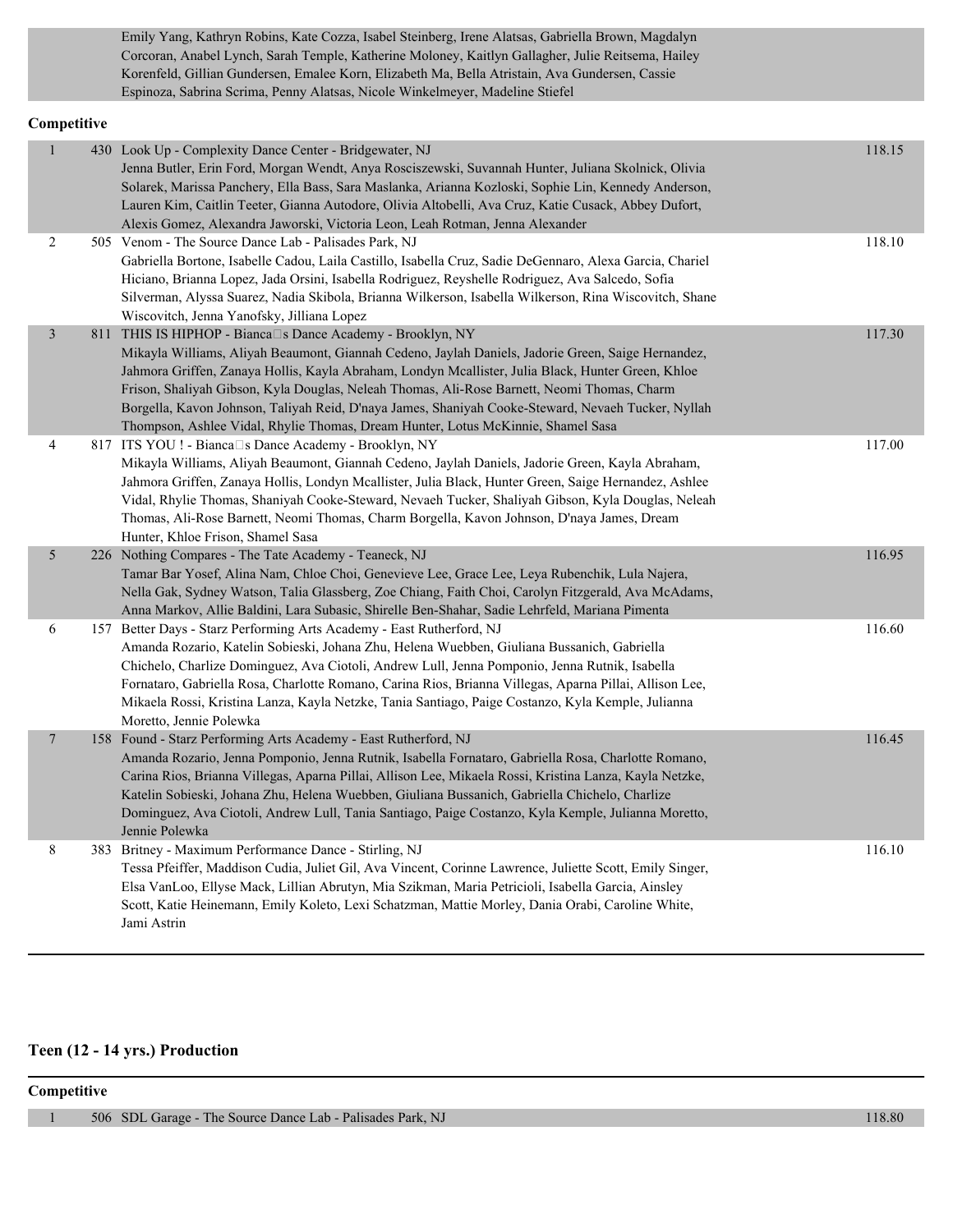Emily Yang, Kathryn Robins, Kate Cozza, Isabel Steinberg, Irene Alatsas, Gabriella Brown, Magdalyn Corcoran, Anabel Lynch, Sarah Temple, Katherine Moloney, Kaitlyn Gallagher, Julie Reitsema, Hailey Korenfeld, Gillian Gundersen, Emalee Korn, Elizabeth Ma, Bella Atristain, Ava Gundersen, Cassie Espinoza, Sabrina Scrima, Penny Alatsas, Nicole Winkelmeyer, Madeline Stiefel

**Competitive**

| | | | |
|---|---|---|---|
| 1 | 430 | Look Up - Complexity Dance Center - Bridgewater, NJ<br>Jenna Butler, Erin Ford, Morgan Wendt, Anya Rosciszewski, Suvannah Hunter, Juliana Skolnick, Olivia Solarek, Marissa Panchery, Ella Bass, Sara Maslanka, Arianna Kozloski, Sophie Lin, Kennedy Anderson, Lauren Kim, Caitlin Teeter, Gianna Autodore, Olivia Altobelli, Ava Cruz, Katie Cusack, Abbey Dufort, Alexis Gomez, Alexandra Jaworski, Victoria Leon, Leah Rotman, Jenna Alexander | 118.15 |
| 2 | 505 | Venom - The Source Dance Lab - Palisades Park, NJ<br>Gabriella Bortone, Isabelle Cadou, Laila Castillo, Isabella Cruz, Sadie DeGennaro, Alexa Garcia, Chariel Hiciano, Brianna Lopez, Jada Orsini, Isabella Rodriguez, Reyshelle Rodriguez, Ava Salcedo, Sofia Silverman, Alyssa Suarez, Nadia Skibola, Brianna Wilkerson, Isabella Wilkerson, Rina Wiscovitch, Shane Wiscovitch, Jenna Yanofsky, Jilliana Lopez | 118.10 |
| 3 | 811 | THIS IS HIPHOP - Bianca□s Dance Academy - Brooklyn, NY<br>Mikayla Williams, Aliyah Beaumont, Giannah Cedeno, Jaylah Daniels, Jadorie Green, Saige Hernandez, Jahmora Griffen, Zanaya Hollis, Kayla Abraham, Londyn Mcallister, Julia Black, Hunter Green, Khloe Frison, Shaliyah Gibson, Kyla Douglas, Neleah Thomas, Ali-Rose Barnett, Neomi Thomas, Charm Borgella, Kavon Johnson, Taliyah Reid, D'naya James, Shaniyah Cooke-Steward, Nevaeh Tucker, Nyllah Thompson, Ashlee Vidal, Rhylie Thomas, Dream Hunter, Lotus McKinnie, Shamel Sasa | 117.30 |
| 4 | 817 | ITS YOU ! - Bianca□s Dance Academy - Brooklyn, NY<br>Mikayla Williams, Aliyah Beaumont, Giannah Cedeno, Jaylah Daniels, Jadorie Green, Kayla Abraham, Jahmora Griffen, Zanaya Hollis, Londyn Mcallister, Julia Black, Hunter Green, Saige Hernandez, Ashlee Vidal, Rhylie Thomas, Shaniyah Cooke-Steward, Nevaeh Tucker, Shaliyah Gibson, Kyla Douglas, Neleah Thomas, Ali-Rose Barnett, Neomi Thomas, Charm Borgella, Kavon Johnson, D'naya James, Dream Hunter, Khloe Frison, Shamel Sasa | 117.00 |
| 5 | 226 | Nothing Compares - The Tate Academy - Teaneck, NJ<br>Tamar Bar Yosef, Alina Nam, Chloe Choi, Genevieve Lee, Grace Lee, Leya Rubenchik, Lula Najera, Nella Gak, Sydney Watson, Talia Glassberg, Zoe Chiang, Faith Choi, Carolyn Fitzgerald, Ava McAdams, Anna Markov, Allie Baldini, Lara Subasic, Shirelle Ben-Shahar, Sadie Lehrfeld, Mariana Pimenta | 116.95 |
| 6 | 157 | Better Days - Starz Performing Arts Academy - East Rutherford, NJ<br>Amanda Rozario, Katelin Sobieski, Johana Zhu, Helena Wuebben, Giuliana Bussanich, Gabriella Chichelo, Charlize Dominguez, Ava Ciotoli, Andrew Lull, Jenna Pomponio, Jenna Rutnik, Isabella Fornataro, Gabriella Rosa, Charlotte Romano, Carina Rios, Brianna Villegas, Aparna Pillai, Allison Lee, Mikaela Rossi, Kristina Lanza, Kayla Netzke, Tania Santiago, Paige Costanzo, Kyla Kemple, Julianna Moretto, Jennie Polewka | 116.60 |
| 7 | 158 | Found - Starz Performing Arts Academy - East Rutherford, NJ<br>Amanda Rozario, Jenna Pomponio, Jenna Rutnik, Isabella Fornataro, Gabriella Rosa, Charlotte Romano, Carina Rios, Brianna Villegas, Aparna Pillai, Allison Lee, Mikaela Rossi, Kristina Lanza, Kayla Netzke, Katelin Sobieski, Johana Zhu, Helena Wuebben, Giuliana Bussanich, Gabriella Chichelo, Charlize Dominguez, Ava Ciotoli, Andrew Lull, Tania Santiago, Paige Costanzo, Kyla Kemple, Julianna Moretto, Jennie Polewka | 116.45 |
| 8 | 383 | Britney - Maximum Performance Dance - Stirling, NJ<br>Tessa Pfeiffer, Maddison Cudia, Juliet Gil, Ava Vincent, Corinne Lawrence, Juliette Scott, Emily Singer, Elsa VanLoo, Ellyse Mack, Lillian Abrutyn, Mia Szikman, Maria Petricioli, Isabella Garcia, Ainsley Scott, Katie Heinemann, Emily Koleto, Lexi Schatzman, Mattie Morley, Dania Orabi, Caroline White, Jami Astrin | 116.10 |

## Teen (12 - 14 yrs.) Production

**Competitive**

| | | | |
|---|---|---|---|
| 1 | 506 | SDL Garage - The Source Dance Lab - Palisades Park, NJ | 118.80 |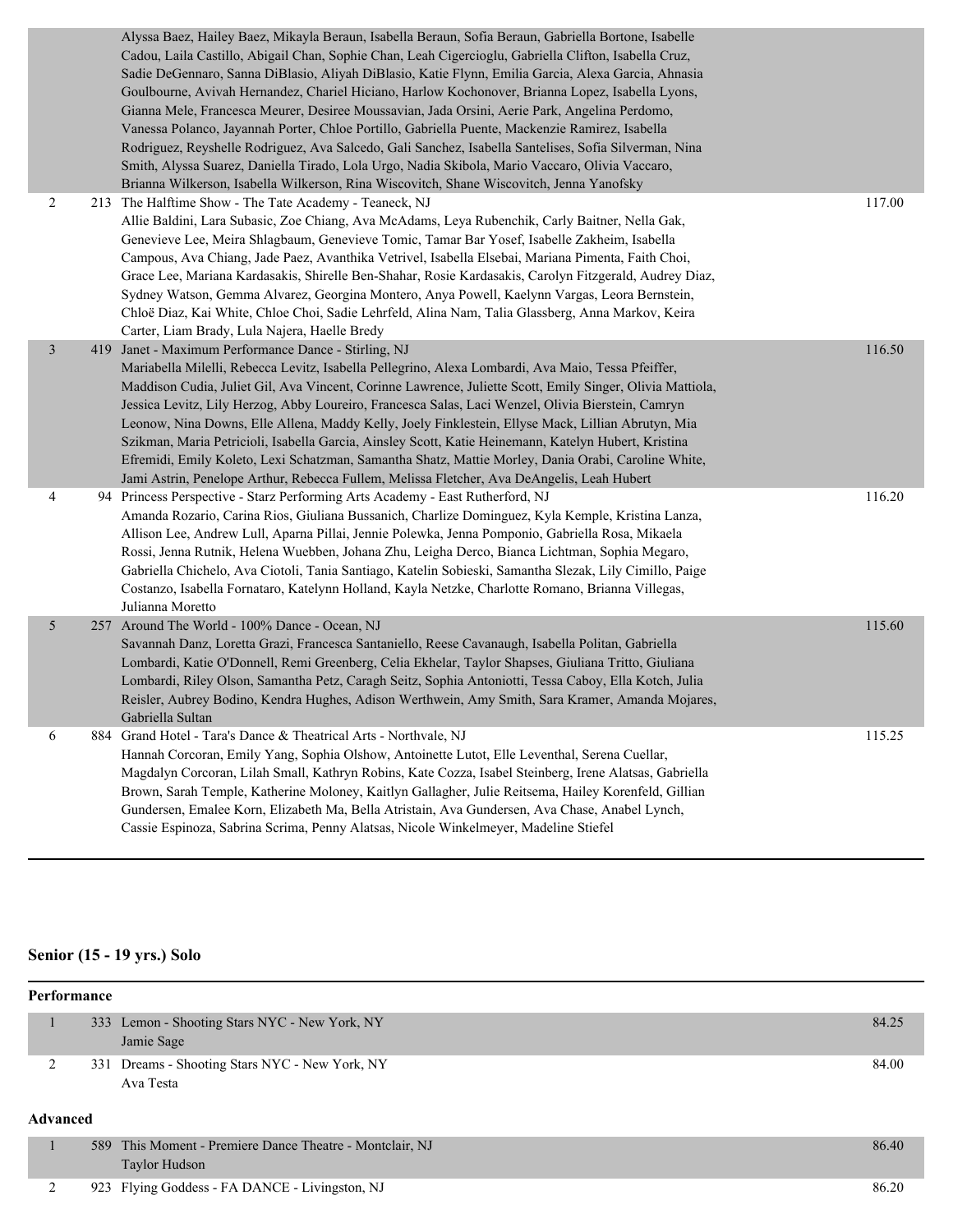| Place | No. | Entry | Score |
|---|---|---|---|
| | | Alyssa Baez, Hailey Baez, Mikayla Beraun, Isabella Beraun, Sofia Beraun, Gabriella Bortone, Isabelle Cadou, Laila Castillo, Abigail Chan, Sophie Chan, Leah Cigercioglu, Gabriella Clifton, Isabella Cruz, Sadie DeGennaro, Sanna DiBlasio, Aliyah DiBlasio, Katie Flynn, Emilia Garcia, Alexa Garcia, Ahnasia Goulbourne, Avivah Hernandez, Chariel Hiciano, Harlow Kochonover, Brianna Lopez, Isabella Lyons, Gianna Mele, Francesca Meurer, Desiree Moussavian, Jada Orsini, Aerie Park, Angelina Perdomo, Vanessa Polanco, Jayannah Porter, Chloe Portillo, Gabriella Puente, Mackenzie Ramirez, Isabella Rodriguez, Reyshelle Rodriguez, Ava Salcedo, Gali Sanchez, Isabella Santelises, Sofia Silverman, Nina Smith, Alyssa Suarez, Daniella Tirado, Lola Urgo, Nadia Skibola, Mario Vaccaro, Olivia Vaccaro, Brianna Wilkerson, Isabella Wilkerson, Rina Wiscovitch, Shane Wiscovitch, Jenna Yanofsky | |
| 2 | 213 | The Halftime Show - The Tate Academy - Teaneck, NJ<br>Allie Baldini, Lara Subasic, Zoe Chiang, Ava McAdams, Leya Rubenchik, Carly Baitner, Nella Gak, Genevieve Lee, Meira Shlagbaum, Genevieve Tomic, Tamar Bar Yosef, Isabelle Zakheim, Isabella Campous, Ava Chiang, Jade Paez, Avanthika Vetrivel, Isabella Elsebai, Mariana Pimenta, Faith Choi, Grace Lee, Mariana Kardasakis, Shirelle Ben-Shahar, Rosie Kardasakis, Carolyn Fitzgerald, Audrey Diaz, Sydney Watson, Gemma Alvarez, Georgina Montero, Anya Powell, Kaelynn Vargas, Leora Bernstein, Chloë Diaz, Kai White, Chloe Choi, Sadie Lehrfeld, Alina Nam, Talia Glassberg, Anna Markov, Keira Carter, Liam Brady, Lula Najera, Haelle Bredy | 117.00 |
| 3 | 419 | Janet - Maximum Performance Dance - Stirling, NJ<br>Mariabella Milelli, Rebecca Levitz, Isabella Pellegrino, Alexa Lombardi, Ava Maio, Tessa Pfeiffer, Maddison Cudia, Juliet Gil, Ava Vincent, Corinne Lawrence, Juliette Scott, Emily Singer, Olivia Mattiola, Jessica Levitz, Lily Herzog, Abby Loureiro, Francesca Salas, Laci Wenzel, Olivia Bierstein, Camryn Leonow, Nina Downs, Elle Allena, Maddy Kelly, Joely Finklestein, Ellyse Mack, Lillian Abrutyn, Mia Szikman, Maria Petricioli, Isabella Garcia, Ainsley Scott, Katie Heinemann, Katelyn Hubert, Kristina Efremidi, Emily Koleto, Lexi Schatzman, Samantha Shatz, Mattie Morley, Dania Orabi, Caroline White, Jami Astrin, Penelope Arthur, Rebecca Fullem, Melissa Fletcher, Ava DeAngelis, Leah Hubert | 116.50 |
| 4 | 94 | Princess Perspective - Starz Performing Arts Academy - East Rutherford, NJ<br>Amanda Rozario, Carina Rios, Giuliana Bussanich, Charlize Dominguez, Kyla Kemple, Kristina Lanza, Allison Lee, Andrew Lull, Aparna Pillai, Jennie Polewka, Jenna Pomponio, Gabriella Rosa, Mikaela Rossi, Jenna Rutnik, Helena Wuebben, Johana Zhu, Leigha Derco, Bianca Lichtman, Sophia Megaro, Gabriella Chichelo, Ava Ciotoli, Tania Santiago, Katelin Sobieski, Samantha Slezak, Lily Cimillo, Paige Costanzo, Isabella Fornataro, Katelynn Holland, Kayla Netzke, Charlotte Romano, Brianna Villegas, Julianna Moretto | 116.20 |
| 5 | 257 | Around The World - 100% Dance - Ocean, NJ<br>Savannah Danz, Loretta Grazi, Francesca Santaniello, Reese Cavanaugh, Isabella Politan, Gabriella Lombardi, Katie O'Donnell, Remi Greenberg, Celia Ekhelar, Taylor Shapses, Giuliana Tritto, Giuliana Lombardi, Riley Olson, Samantha Petz, Caragh Seitz, Sophia Antoniotti, Tessa Caboy, Ella Kotch, Julia Reisler, Aubrey Bodino, Kendra Hughes, Adison Werthwein, Amy Smith, Sara Kramer, Amanda Mojares, Gabriella Sultan | 115.60 |
| 6 | 884 | Grand Hotel - Tara's Dance & Theatrical Arts - Northvale, NJ<br>Hannah Corcoran, Emily Yang, Sophia Olshow, Antoinette Lutot, Elle Leventhal, Serena Cuellar, Magdalyn Corcoran, Lilah Small, Kathryn Robins, Kate Cozza, Isabel Steinberg, Irene Alatsas, Gabriella Brown, Sarah Temple, Katherine Moloney, Kaitlyn Gallagher, Julie Reitsema, Hailey Korenfeld, Gillian Gundersen, Emalee Korn, Elizabeth Ma, Bella Atristain, Ava Gundersen, Ava Chase, Anabel Lynch, Cassie Espinoza, Sabrina Scrima, Penny Alatsas, Nicole Winkelmeyer, Madeline Stiefel | 115.25 |

## Senior (15 - 19 yrs.) Solo

**Performance**

| Place | No. | Entry | Score |
|---|---|---|---|
| 1 | 333 | Lemon - Shooting Stars NYC - New York, NY<br>Jamie Sage | 84.25 |
| 2 | 331 | Dreams - Shooting Stars NYC - New York, NY<br>Ava Testa | 84.00 |

**Advanced**

| Place | No. | Entry | Score |
|---|---|---|---|
| 1 | 589 | This Moment - Premiere Dance Theatre - Montclair, NJ<br>Taylor Hudson | 86.40 |
| 2 | 923 | Flying Goddess - FA DANCE - Livingston, NJ | 86.20 |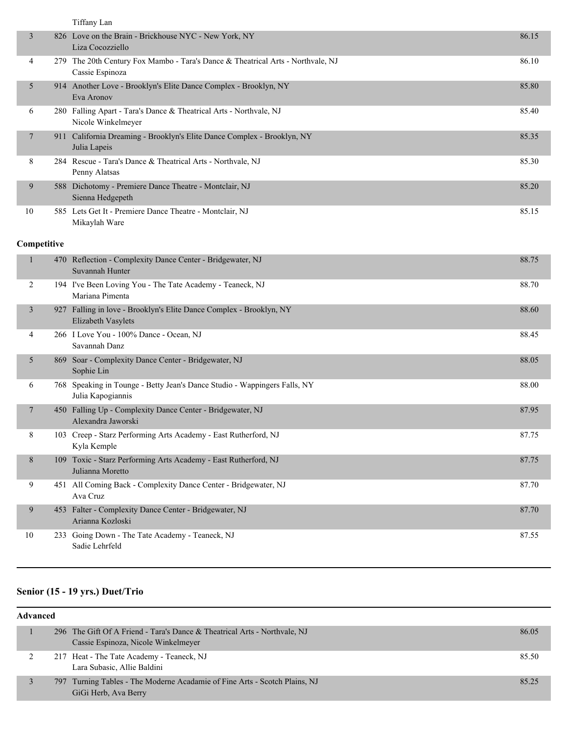| | | | |
|---|---|---|---|
| | | Tiffany Lan | |
| 3 | 826 | Love on the Brain - Brickhouse NYC - New York, NY<br>Liza Cocozziello | 86.15 |
| 4 | 279 | The 20th Century Fox Mambo - Tara's Dance & Theatrical Arts - Northvale, NJ<br>Cassie Espinoza | 86.10 |
| 5 | 914 | Another Love - Brooklyn's Elite Dance Complex - Brooklyn, NY<br>Eva Aronov | 85.80 |
| 6 | 280 | Falling Apart - Tara's Dance & Theatrical Arts - Northvale, NJ<br>Nicole Winkelmeyer | 85.40 |
| 7 | 911 | California Dreaming - Brooklyn's Elite Dance Complex - Brooklyn, NY<br>Julia Lapeis | 85.35 |
| 8 | 284 | Rescue - Tara's Dance & Theatrical Arts - Northvale, NJ<br>Penny Alatsas | 85.30 |
| 9 | 588 | Dichotomy - Premiere Dance Theatre - Montclair, NJ<br>Sienna Hedgepeth | 85.20 |
| 10 | 585 | Lets Get It - Premiere Dance Theatre - Montclair, NJ<br>Mikaylah Ware | 85.15 |

**Competitive**

| | | | |
|---|---|---|---|
| 1 | 470 | Reflection - Complexity Dance Center - Bridgewater, NJ<br>Suvannah Hunter | 88.75 |
| 2 | 194 | I've Been Loving You - The Tate Academy - Teaneck, NJ<br>Mariana Pimenta | 88.70 |
| 3 | 927 | Falling in love - Brooklyn's Elite Dance Complex - Brooklyn, NY<br>Elizabeth Vasylets | 88.60 |
| 4 | 266 | I Love You - 100% Dance - Ocean, NJ<br>Savannah Danz | 88.45 |
| 5 | 869 | Soar - Complexity Dance Center - Bridgewater, NJ<br>Sophie Lin | 88.05 |
| 6 | 768 | Speaking in Tounge - Betty Jean's Dance Studio - Wappingers Falls, NY<br>Julia Kapogiannis | 88.00 |
| 7 | 450 | Falling Up - Complexity Dance Center - Bridgewater, NJ<br>Alexandra Jaworski | 87.95 |
| 8 | 103 | Creep - Starz Performing Arts Academy - East Rutherford, NJ<br>Kyla Kemple | 87.75 |
| 8 | 109 | Toxic - Starz Performing Arts Academy - East Rutherford, NJ<br>Julianna Moretto | 87.75 |
| 9 | 451 | All Coming Back - Complexity Dance Center - Bridgewater, NJ<br>Ava Cruz | 87.70 |
| 9 | 453 | Falter - Complexity Dance Center - Bridgewater, NJ<br>Arianna Kozloski | 87.70 |
| 10 | 233 | Going Down - The Tate Academy - Teaneck, NJ<br>Sadie Lehrfeld | 87.55 |

## Senior (15 - 19 yrs.) Duet/Trio

**Advanced**

| | | | |
|---|---|---|---|
| 1 | 296 | The Gift Of A Friend - Tara's Dance & Theatrical Arts - Northvale, NJ<br>Cassie Espinoza, Nicole Winkelmeyer | 86.05 |
| 2 | 217 | Heat - The Tate Academy - Teaneck, NJ<br>Lara Subasic, Allie Baldini | 85.50 |
| 3 | 797 | Turning Tables - The Moderne Acadamie of Fine Arts - Scotch Plains, NJ<br>GiGi Herb, Ava Berry | 85.25 |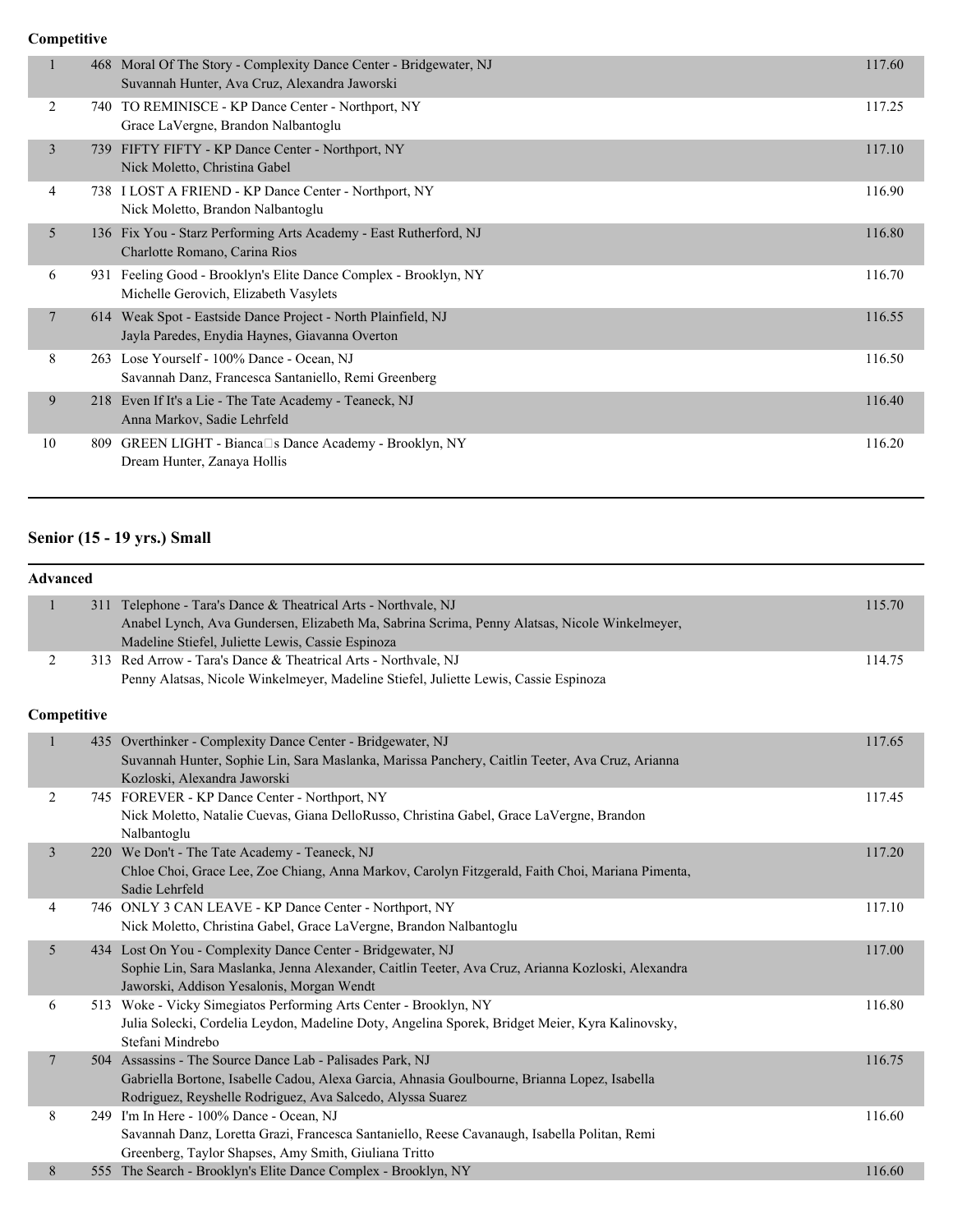**Competitive**

| | | | |
|---|---|---|---|
| 1 | 468 | Moral Of The Story - Complexity Dance Center - Bridgewater, NJ<br>Suvannah Hunter, Ava Cruz, Alexandra Jaworski | 117.60 |
| 2 | 740 | TO REMINISCE - KP Dance Center - Northport, NY<br>Grace LaVergne, Brandon Nalbantoglu | 117.25 |
| 3 | 739 | FIFTY FIFTY - KP Dance Center - Northport, NY<br>Nick Moletto, Christina Gabel | 117.10 |
| 4 | 738 | I LOST A FRIEND - KP Dance Center - Northport, NY<br>Nick Moletto, Brandon Nalbantoglu | 116.90 |
| 5 | 136 | Fix You - Starz Performing Arts Academy - East Rutherford, NJ<br>Charlotte Romano, Carina Rios | 116.80 |
| 6 | 931 | Feeling Good - Brooklyn's Elite Dance Complex - Brooklyn, NY<br>Michelle Gerovich, Elizabeth Vasylets | 116.70 |
| 7 | 614 | Weak Spot - Eastside Dance Project - North Plainfield, NJ<br>Jayla Paredes, Enydia Haynes, Giavanna Overton | 116.55 |
| 8 | 263 | Lose Yourself - 100% Dance - Ocean, NJ<br>Savannah Danz, Francesca Santaniello, Remi Greenberg | 116.50 |
| 9 | 218 | Even If It's a Lie - The Tate Academy - Teaneck, NJ<br>Anna Markov, Sadie Lehrfeld | 116.40 |
| 10 | 809 | GREEN LIGHT - Bianca�s Dance Academy - Brooklyn, NY<br>Dream Hunter, Zanaya Hollis | 116.20 |

## Senior (15 - 19 yrs.) Small

**Advanced**

| | | | |
|---|---|---|---|
| 1 | 311 | Telephone - Tara's Dance & Theatrical Arts - Northvale, NJ<br>Anabel Lynch, Ava Gundersen, Elizabeth Ma, Sabrina Scrima, Penny Alatsas, Nicole Winkelmeyer, Madeline Stiefel, Juliette Lewis, Cassie Espinoza | 115.70 |
| 2 | 313 | Red Arrow - Tara's Dance & Theatrical Arts - Northvale, NJ<br>Penny Alatsas, Nicole Winkelmeyer, Madeline Stiefel, Juliette Lewis, Cassie Espinoza | 114.75 |

**Competitive**

| | | | |
|---|---|---|---|
| 1 | 435 | Overthinker - Complexity Dance Center - Bridgewater, NJ<br>Suvannah Hunter, Sophie Lin, Sara Maslanka, Marissa Panchery, Caitlin Teeter, Ava Cruz, Arianna Kozloski, Alexandra Jaworski | 117.65 |
| 2 | 745 | FOREVER - KP Dance Center - Northport, NY<br>Nick Moletto, Natalie Cuevas, Giana DelloRusso, Christina Gabel, Grace LaVergne, Brandon Nalbantoglu | 117.45 |
| 3 | 220 | We Don't - The Tate Academy - Teaneck, NJ<br>Chloe Choi, Grace Lee, Zoe Chiang, Anna Markov, Carolyn Fitzgerald, Faith Choi, Mariana Pimenta, Sadie Lehrfeld | 117.20 |
| 4 | 746 | ONLY 3 CAN LEAVE - KP Dance Center - Northport, NY<br>Nick Moletto, Christina Gabel, Grace LaVergne, Brandon Nalbantoglu | 117.10 |
| 5 | 434 | Lost On You - Complexity Dance Center - Bridgewater, NJ<br>Sophie Lin, Sara Maslanka, Jenna Alexander, Caitlin Teeter, Ava Cruz, Arianna Kozloski, Alexandra Jaworski, Addison Yesalonis, Morgan Wendt | 117.00 |
| 6 | 513 | Woke - Vicky Simegiatos Performing Arts Center - Brooklyn, NY<br>Julia Solecki, Cordelia Leydon, Madeline Doty, Angelina Sporek, Bridget Meier, Kyra Kalinovsky, Stefani Mindrebo | 116.80 |
| 7 | 504 | Assassins - The Source Dance Lab - Palisades Park, NJ<br>Gabriella Bortone, Isabelle Cadou, Alexa Garcia, Ahnasia Goulbourne, Brianna Lopez, Isabella Rodriguez, Reyshelle Rodriguez, Ava Salcedo, Alyssa Suarez | 116.75 |
| 8 | 249 | I'm In Here - 100% Dance - Ocean, NJ<br>Savannah Danz, Loretta Grazi, Francesca Santaniello, Reese Cavanaugh, Isabella Politan, Remi Greenberg, Taylor Shapses, Amy Smith, Giuliana Tritto | 116.60 |
| 8 | 555 | The Search - Brooklyn's Elite Dance Complex - Brooklyn, NY | 116.60 |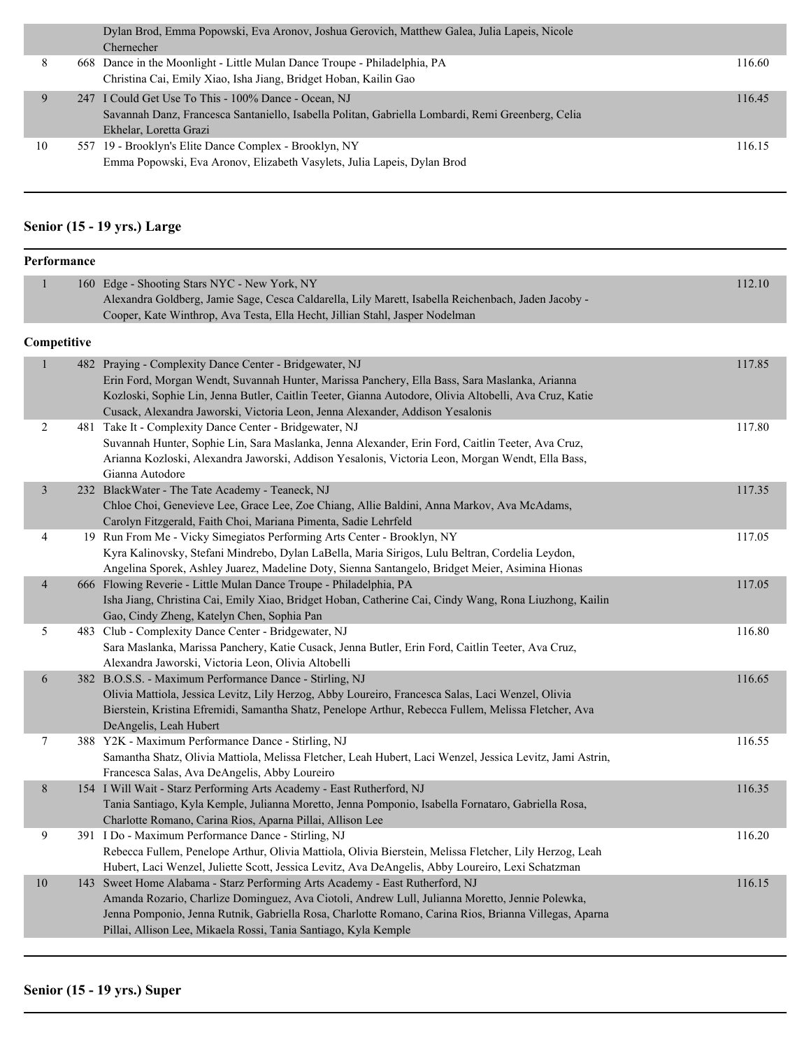| | | | |
|---|---|---|---|
| | | Dylan Brod, Emma Popowski, Eva Aronov, Joshua Gerovich, Matthew Galea, Julia Lapeis, Nicole Chernecher | |
| 8 | 668 | Dance in the Moonlight - Little Mulan Dance Troupe - Philadelphia, PA<br>Christina Cai, Emily Xiao, Isha Jiang, Bridget Hoban, Kailin Gao | 116.60 |
| 9 | 247 | I Could Get Use To This - 100% Dance - Ocean, NJ<br>Savannah Danz, Francesca Santaniello, Isabella Politan, Gabriella Lombardi, Remi Greenberg, Celia Ekhelar, Loretta Grazi | 116.45 |
| 10 | 557 | 19 - Brooklyn's Elite Dance Complex - Brooklyn, NY<br>Emma Popowski, Eva Aronov, Elizabeth Vasylets, Julia Lapeis, Dylan Brod | 116.15 |

## Senior (15 - 19 yrs.) Large

### Performance

| | | | |
|---|---|---|---|
| 1 | 160 | Edge - Shooting Stars NYC - New York, NY<br>Alexandra Goldberg, Jamie Sage, Cesca Caldarella, Lily Marett, Isabella Reichenbach, Jaden Jacoby - Cooper, Kate Winthrop, Ava Testa, Ella Hecht, Jillian Stahl, Jasper Nodelman | 112.10 |

### Competitive

| | | | |
|---|---|---|---|
| 1 | 482 | Praying - Complexity Dance Center - Bridgewater, NJ<br>Erin Ford, Morgan Wendt, Suvannah Hunter, Marissa Panchery, Ella Bass, Sara Maslanka, Arianna Kozloski, Sophie Lin, Jenna Butler, Caitlin Teeter, Gianna Autodore, Olivia Altobelli, Ava Cruz, Katie Cusack, Alexandra Jaworski, Victoria Leon, Jenna Alexander, Addison Yesalonis | 117.85 |
| 2 | 481 | Take It - Complexity Dance Center - Bridgewater, NJ<br>Suvannah Hunter, Sophie Lin, Sara Maslanka, Jenna Alexander, Erin Ford, Caitlin Teeter, Ava Cruz, Arianna Kozloski, Alexandra Jaworski, Addison Yesalonis, Victoria Leon, Morgan Wendt, Ella Bass, Gianna Autodore | 117.80 |
| 3 | 232 | BlackWater - The Tate Academy - Teaneck, NJ<br>Chloe Choi, Genevieve Lee, Grace Lee, Zoe Chiang, Allie Baldini, Anna Markov, Ava McAdams, Carolyn Fitzgerald, Faith Choi, Mariana Pimenta, Sadie Lehrfeld | 117.35 |
| 4 | 19 | Run From Me - Vicky Simegiatos Performing Arts Center - Brooklyn, NY<br>Kyra Kalinovsky, Stefani Mindrebo, Dylan LaBella, Maria Sirigos, Lulu Beltran, Cordelia Leydon, Angelina Sporek, Ashley Juarez, Madeline Doty, Sienna Santangelo, Bridget Meier, Asimina Hionas | 117.05 |
| 4 | 666 | Flowing Reverie - Little Mulan Dance Troupe - Philadelphia, PA<br>Isha Jiang, Christina Cai, Emily Xiao, Bridget Hoban, Catherine Cai, Cindy Wang, Rona Liuzhong, Kailin Gao, Cindy Zheng, Katelyn Chen, Sophia Pan | 117.05 |
| 5 | 483 | Club - Complexity Dance Center - Bridgewater, NJ<br>Sara Maslanka, Marissa Panchery, Katie Cusack, Jenna Butler, Erin Ford, Caitlin Teeter, Ava Cruz, Alexandra Jaworski, Victoria Leon, Olivia Altobelli | 116.80 |
| 6 | 382 | B.O.S.S. - Maximum Performance Dance - Stirling, NJ<br>Olivia Mattiola, Jessica Levitz, Lily Herzog, Abby Loureiro, Francesca Salas, Laci Wenzel, Olivia Bierstein, Kristina Efremidi, Samantha Shatz, Penelope Arthur, Rebecca Fullem, Melissa Fletcher, Ava DeAngelis, Leah Hubert | 116.65 |
| 7 | 388 | Y2K - Maximum Performance Dance - Stirling, NJ<br>Samantha Shatz, Olivia Mattiola, Melissa Fletcher, Leah Hubert, Laci Wenzel, Jessica Levitz, Jami Astrin, Francesca Salas, Ava DeAngelis, Abby Loureiro | 116.55 |
| 8 | 154 | I Will Wait - Starz Performing Arts Academy - East Rutherford, NJ<br>Tania Santiago, Kyla Kemple, Julianna Moretto, Jenna Pomponio, Isabella Fornataro, Gabriella Rosa, Charlotte Romano, Carina Rios, Aparna Pillai, Allison Lee | 116.35 |
| 9 | 391 | I Do - Maximum Performance Dance - Stirling, NJ<br>Rebecca Fullem, Penelope Arthur, Olivia Mattiola, Olivia Bierstein, Melissa Fletcher, Lily Herzog, Leah Hubert, Laci Wenzel, Juliette Scott, Jessica Levitz, Ava DeAngelis, Abby Loureiro, Lexi Schatzman | 116.20 |
| 10 | 143 | Sweet Home Alabama - Starz Performing Arts Academy - East Rutherford, NJ<br>Amanda Rozario, Charlize Dominguez, Ava Ciotoli, Andrew Lull, Julianna Moretto, Jennie Polewka, Jenna Pomponio, Jenna Rutnik, Gabriella Rosa, Charlotte Romano, Carina Rios, Brianna Villegas, Aparna Pillai, Allison Lee, Mikaela Rossi, Tania Santiago, Kyla Kemple | 116.15 |

## Senior (15 - 19 yrs.) Super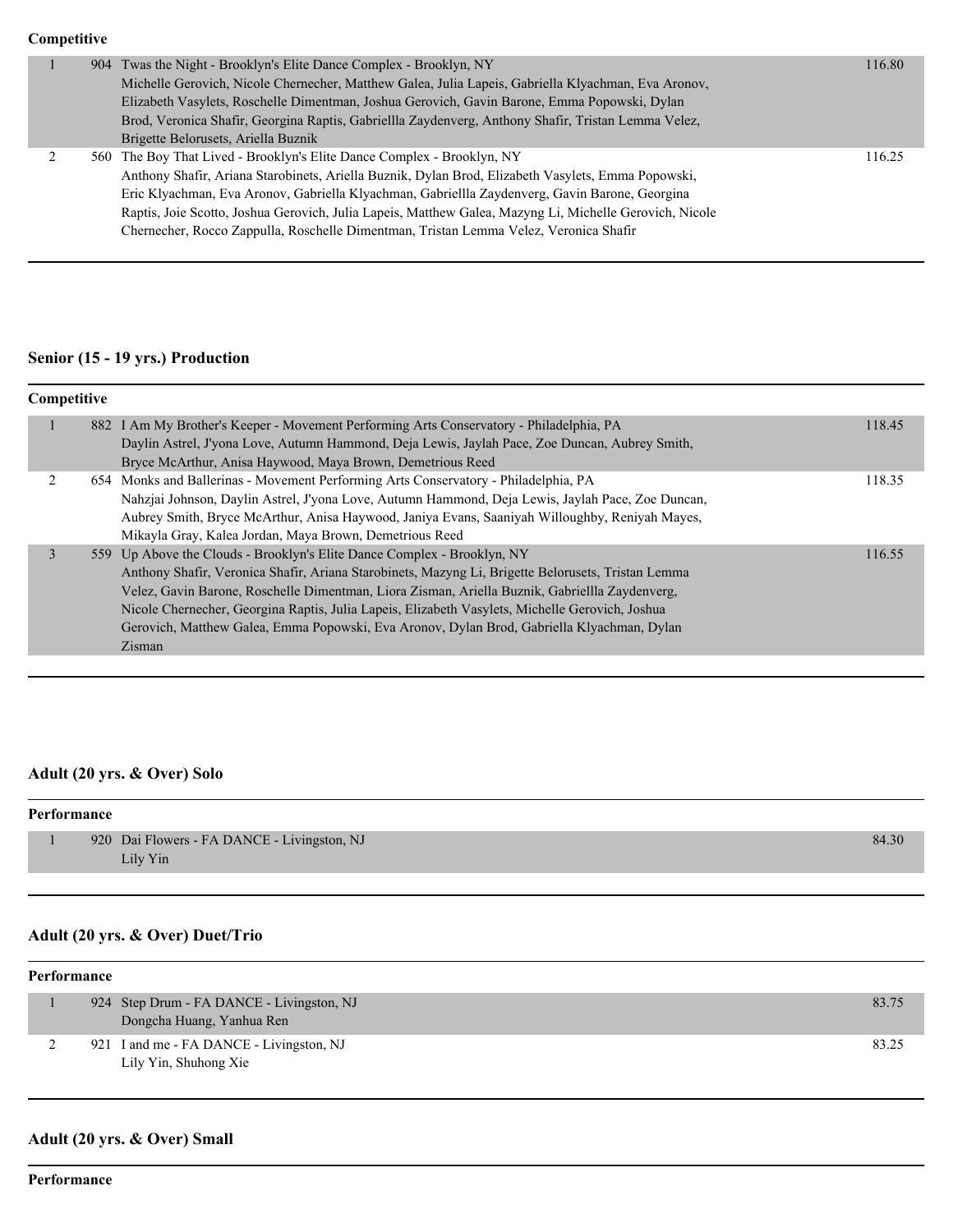**Competitive**

| Place | No. | Entry | Score |
|---|---|---|---|
| 1 | 904 | Twas the Night - Brooklyn's Elite Dance Complex - Brooklyn, NY<br>Michelle Gerovich, Nicole Chernecher, Matthew Galea, Julia Lapeis, Gabriella Klyachman, Eva Aronov, Elizabeth Vasylets, Roschelle Dimentman, Joshua Gerovich, Gavin Barone, Emma Popowski, Dylan Brod, Veronica Shafir, Georgina Raptis, Gabriellla Zaydenverg, Anthony Shafir, Tristan Lemma Velez, Brigette Belorusets, Ariella Buznik | 116.80 |
| 2 | 560 | The Boy That Lived - Brooklyn's Elite Dance Complex - Brooklyn, NY<br>Anthony Shafir, Ariana Starobinets, Ariella Buznik, Dylan Brod, Elizabeth Vasylets, Emma Popowski, Eric Klyachman, Eva Aronov, Gabriella Klyachman, Gabriellla Zaydenverg, Gavin Barone, Georgina Raptis, Joie Scotto, Joshua Gerovich, Julia Lapeis, Matthew Galea, Mazyng Li, Michelle Gerovich, Nicole Chernecher, Rocco Zappulla, Roschelle Dimentman, Tristan Lemma Velez, Veronica Shafir | 116.25 |

### Senior (15 - 19 yrs.) Production

**Competitive**

| Place | No. | Entry | Score |
|---|---|---|---|
| 1 | 882 | I Am My Brother's Keeper - Movement Performing Arts Conservatory - Philadelphia, PA<br>Daylin Astrel, J'yona Love, Autumn Hammond, Deja Lewis, Jaylah Pace, Zoe Duncan, Aubrey Smith, Bryce McArthur, Anisa Haywood, Maya Brown, Demetrious Reed | 118.45 |
| 2 | 654 | Monks and Ballerinas - Movement Performing Arts Conservatory - Philadelphia, PA<br>Nahzjai Johnson, Daylin Astrel, J'yona Love, Autumn Hammond, Deja Lewis, Jaylah Pace, Zoe Duncan, Aubrey Smith, Bryce McArthur, Anisa Haywood, Janiya Evans, Saaniyah Willoughby, Reniyah Mayes, Mikayla Gray, Kalea Jordan, Maya Brown, Demetrious Reed | 118.35 |
| 3 | 559 | Up Above the Clouds - Brooklyn's Elite Dance Complex - Brooklyn, NY<br>Anthony Shafir, Veronica Shafir, Ariana Starobinets, Mazyng Li, Brigette Belorusets, Tristan Lemma Velez, Gavin Barone, Roschelle Dimentman, Liora Zisman, Ariella Buznik, Gabriellla Zaydenverg, Nicole Chernecher, Georgina Raptis, Julia Lapeis, Elizabeth Vasylets, Michelle Gerovich, Joshua Gerovich, Matthew Galea, Emma Popowski, Eva Aronov, Dylan Brod, Gabriella Klyachman, Dylan Zisman | 116.55 |

### Adult (20 yrs. & Over) Solo

**Performance**

| Place | No. | Entry | Score |
|---|---|---|---|
| 1 | 920 | Dai Flowers - FA DANCE - Livingston, NJ<br>Lily Yin | 84.30 |

### Adult (20 yrs. & Over) Duet/Trio

**Performance**

| Place | No. | Entry | Score |
|---|---|---|---|
| 1 | 924 | Step Drum - FA DANCE - Livingston, NJ<br>Dongcha Huang, Yanhua Ren | 83.75 |
| 2 | 921 | I and me - FA DANCE - Livingston, NJ<br>Lily Yin, Shuhong Xie | 83.25 |

### Adult (20 yrs. & Over) Small

**Performance**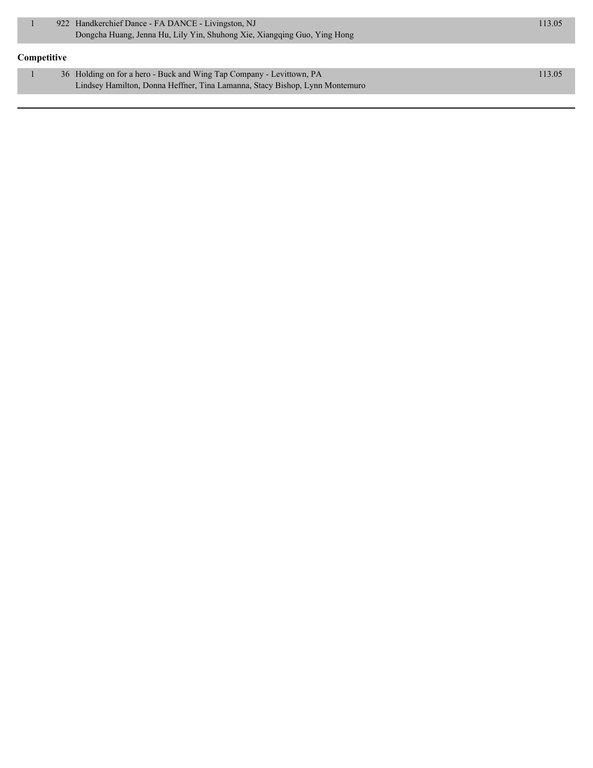| | | | |
|---|---|---|---|
| 1 | 922 | Handkerchief Dance - FA DANCE - Livingston, NJ<br>Dongcha Huang, Jenna Hu, Lily Yin, Shuhong Xie, Xiangqing Guo, Ying Hong | 113.05 |

**Competitive**

| | | | |
|---|---|---|---|
| 1 | 36 | Holding on for a hero - Buck and Wing Tap Company - Levittown, PA<br>Lindsey Hamilton, Donna Heffner, Tina Lamanna, Stacy Bishop, Lynn Montemuro | 113.05 |